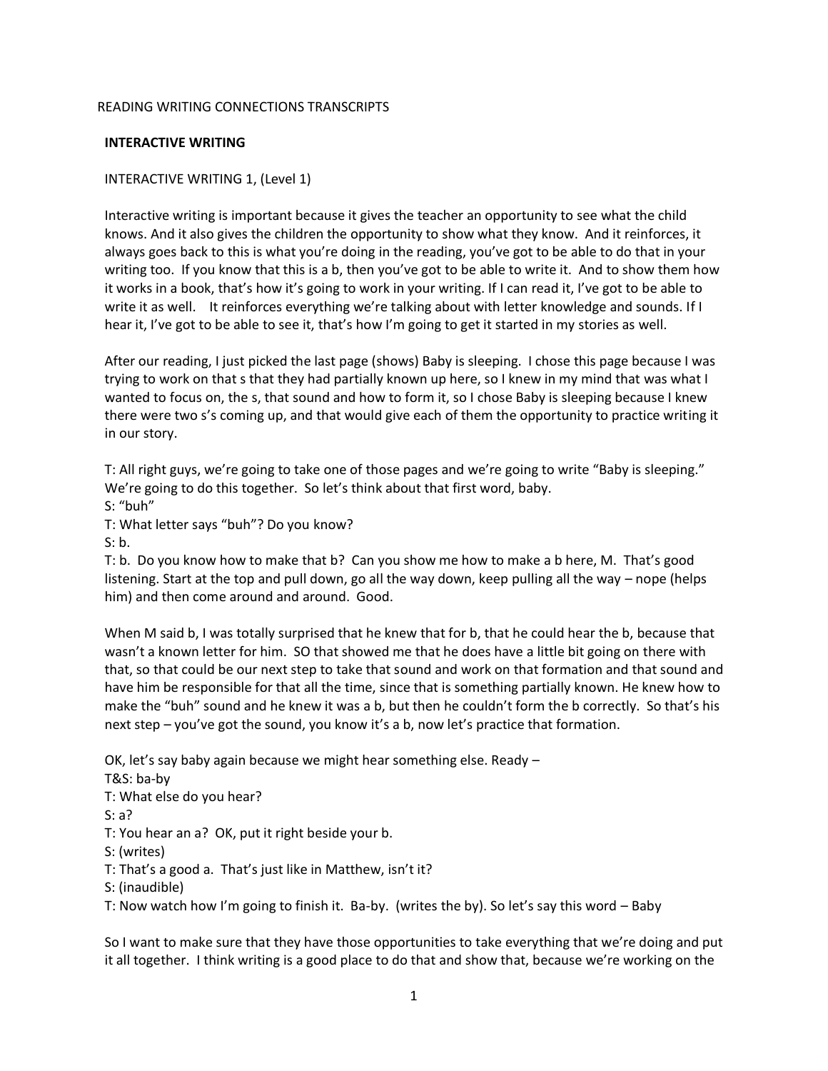READING WRITING CONNECTIONS TRANSCRIPTS

## INTERACTIVE WRITING

### INTERACTIVE WRITING 1, (Level 1)

Interactive writing is important because it gives the teacher an opportunity to see what the child knows. And it also gives the children the opportunity to show what they know. And it reinforces, it always goes back to this is what you're doing in the reading, you've got to be able to do that in your writing too. If you know that this is a b, then you've got to be able to write it. And to show them how it works in a book, that's how it's going to work in your writing. If I can read it, I've got to be able to write it as well. It reinforces everything we're talking about with letter knowledge and sounds. If I hear it, I've got to be able to see it, that's how I'm going to get it started in my stories as well.

After our reading, I just picked the last page (shows) Baby is sleeping. I chose this page because I was trying to work on that s that they had partially known up here, so I knew in my mind that was what I wanted to focus on, the s, that sound and how to form it, so I chose Baby is sleeping because I knew there were two s's coming up, and that would give each of them the opportunity to practice writing it in our story.

T: All right guys, we're going to take one of those pages and we're going to write "Baby is sleeping." We're going to do this together. So let's think about that first word, baby.
S: "buh"
T: What letter says "buh"? Do you know?
S: b.
T: b. Do you know how to make that b? Can you show me how to make a b here, M. That's good listening. Start at the top and pull down, go all the way down, keep pulling all the way – nope (helps him) and then come around and around. Good.

When M said b, I was totally surprised that he knew that for b, that he could hear the b, because that wasn't a known letter for him. SO that showed me that he does have a little bit going on there with that, so that could be our next step to take that sound and work on that formation and that sound and have him be responsible for that all the time, since that is something partially known. He knew how to make the "buh" sound and he knew it was a b, but then he couldn't form the b correctly. So that's his next step – you've got the sound, you know it's a b, now let's practice that formation.

OK, let's say baby again because we might hear something else. Ready –
T&S: ba-by
T: What else do you hear?
S: a?
T: You hear an a? OK, put it right beside your b.
S: (writes)
T: That's a good a. That's just like in Matthew, isn't it?
S: (inaudible)
T: Now watch how I'm going to finish it. Ba-by. (writes the by). So let's say this word – Baby

So I want to make sure that they have those opportunities to take everything that we're doing and put it all together. I think writing is a good place to do that and show that, because we're working on the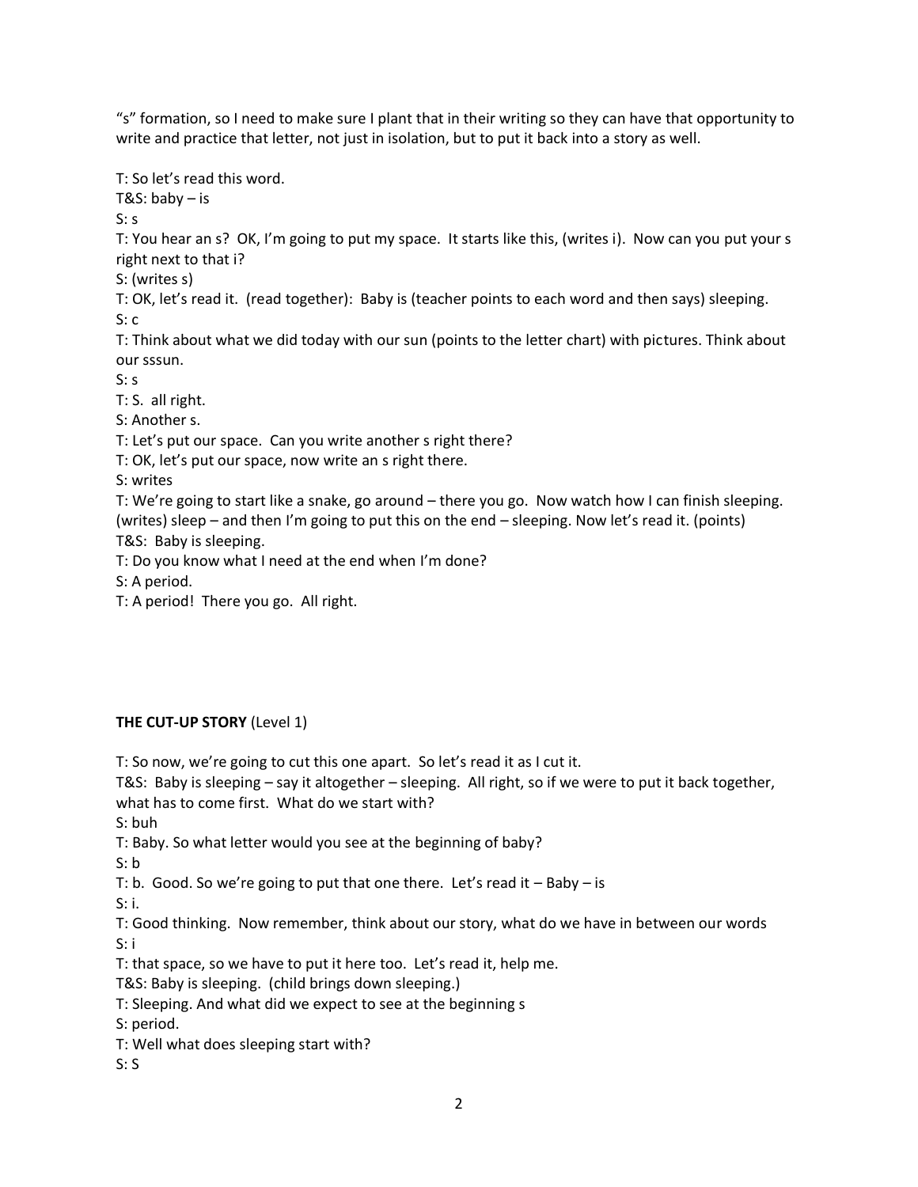"s" formation, so I need to make sure I plant that in their writing so they can have that opportunity to write and practice that letter, not just in isolation, but to put it back into a story as well.

T: So let's read this word.
T&S: baby – is
S: s
T: You hear an s? OK, I'm going to put my space. It starts like this, (writes i). Now can you put your s right next to that i?
S: (writes s)
T: OK, let's read it. (read together): Baby is (teacher points to each word and then says) sleeping.
S: c
T: Think about what we did today with our sun (points to the letter chart) with pictures. Think about our sssun.
S: s
T: S. all right.
S: Another s.
T: Let's put our space. Can you write another s right there?
T: OK, let's put our space, now write an s right there.
S: writes
T: We're going to start like a snake, go around – there you go. Now watch how I can finish sleeping. (writes) sleep – and then I'm going to put this on the end – sleeping. Now let's read it. (points)
T&S: Baby is sleeping.
T: Do you know what I need at the end when I'm done?
S: A period.
T: A period! There you go. All right.

**THE CUT-UP STORY** (Level 1)

T: So now, we're going to cut this one apart. So let's read it as I cut it.
T&S: Baby is sleeping – say it altogether – sleeping. All right, so if we were to put it back together, what has to come first. What do we start with?
S: buh
T: Baby. So what letter would you see at the beginning of baby?
S: b
T: b. Good. So we're going to put that one there. Let's read it – Baby – is
S: i.
T: Good thinking. Now remember, think about our story, what do we have in between our words
S: i
T: that space, so we have to put it here too. Let's read it, help me.
T&S: Baby is sleeping. (child brings down sleeping.)
T: Sleeping. And what did we expect to see at the beginning s
S: period.
T: Well what does sleeping start with?
S: S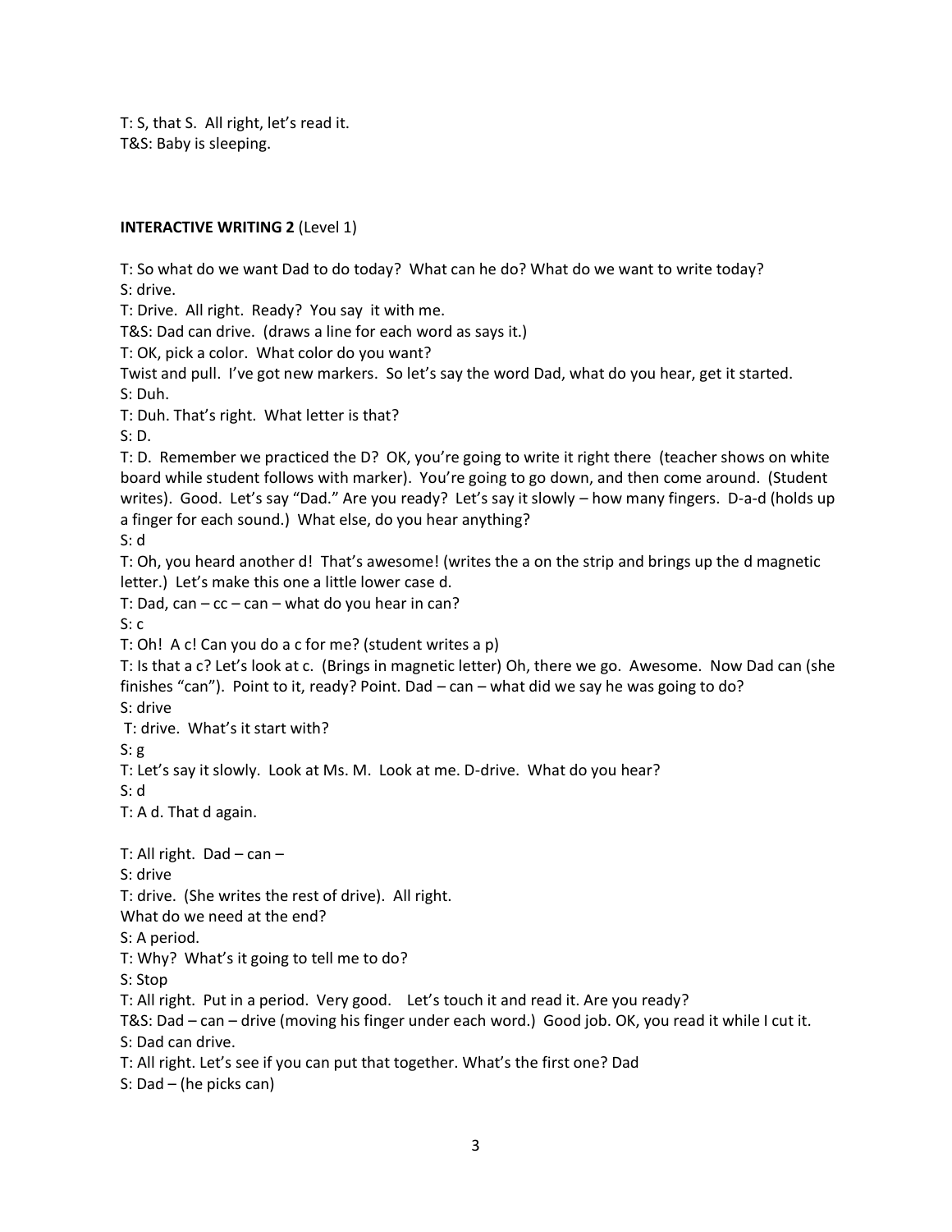T: S, that S. All right, let's read it.
T&S: Baby is sleeping.

**INTERACTIVE WRITING 2** (Level 1)

T: So what do we want Dad to do today? What can he do? What do we want to write today?
S: drive.
T: Drive. All right. Ready? You say it with me.
T&S: Dad can drive. (draws a line for each word as says it.)
T: OK, pick a color. What color do you want?
Twist and pull. I've got new markers. So let's say the word Dad, what do you hear, get it started.
S: Duh.
T: Duh. That's right. What letter is that?
S: D.
T: D. Remember we practiced the D? OK, you're going to write it right there (teacher shows on white board while student follows with marker). You're going to go down, and then come around. (Student writes). Good. Let's say "Dad." Are you ready? Let's say it slowly – how many fingers. D-a-d (holds up a finger for each sound.) What else, do you hear anything?
S: d
T: Oh, you heard another d! That's awesome! (writes the a on the strip and brings up the d magnetic letter.) Let's make this one a little lower case d.
T: Dad, can – cc – can – what do you hear in can?
S: c
T: Oh! A c! Can you do a c for me? (student writes a p)
T: Is that a c? Let's look at c. (Brings in magnetic letter) Oh, there we go. Awesome. Now Dad can (she finishes "can"). Point to it, ready? Point. Dad – can – what did we say he was going to do?
S: drive
T: drive. What's it start with?
S: g
T: Let's say it slowly. Look at Ms. M. Look at me. D-drive. What do you hear?
S: d
T: A d. That d again.

T: All right. Dad – can –
S: drive
T: drive. (She writes the rest of drive). All right.
What do we need at the end?
S: A period.
T: Why? What's it going to tell me to do?
S: Stop
T: All right. Put in a period. Very good. Let's touch it and read it. Are you ready?
T&S: Dad – can – drive (moving his finger under each word.) Good job. OK, you read it while I cut it.
S: Dad can drive.
T: All right. Let's see if you can put that together. What's the first one? Dad
S: Dad – (he picks can)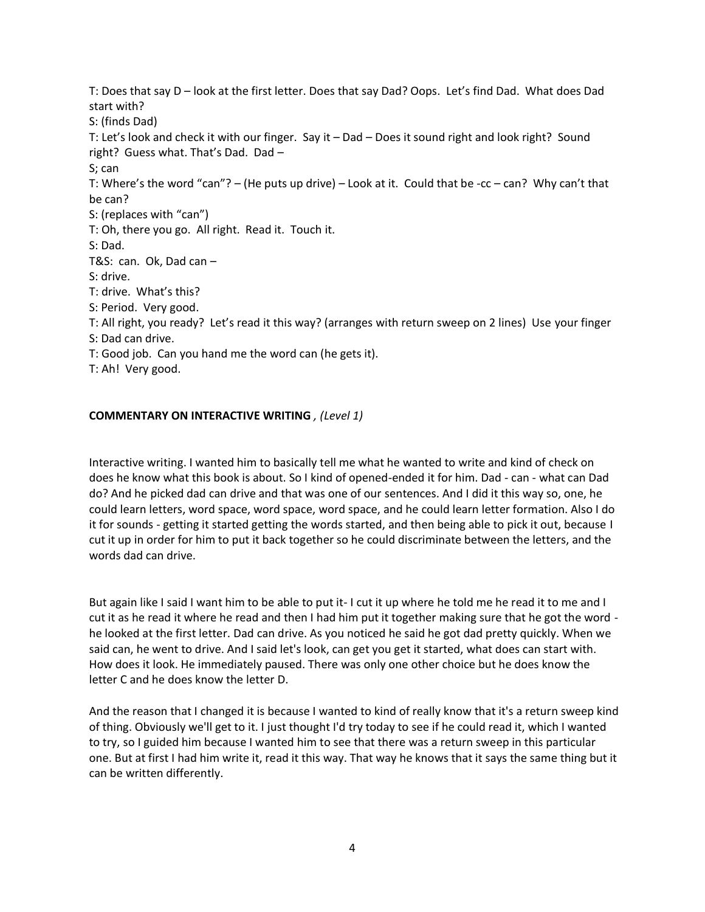T: Does that say D – look at the first letter. Does that say Dad? Oops. Let's find Dad. What does Dad start with?

S: (finds Dad)

T: Let's look and check it with our finger. Say it – Dad – Does it sound right and look right? Sound right? Guess what. That's Dad. Dad –

S; can

T: Where's the word "can"? – (He puts up drive) – Look at it. Could that be -cc – can? Why can't that be can?

S: (replaces with "can")

T: Oh, there you go. All right. Read it. Touch it.

S: Dad.

T&S: can. Ok, Dad can –

S: drive.

T: drive. What's this?

S: Period. Very good.

T: All right, you ready? Let's read it this way? (arranges with return sweep on 2 lines) Use your finger

S: Dad can drive.

T: Good job. Can you hand me the word can (he gets it).

T: Ah! Very good.

**COMMENTARY ON INTERACTIVE WRITING** *, (Level 1)*

Interactive writing. I wanted him to basically tell me what he wanted to write and kind of check on does he know what this book is about. So I kind of opened-ended it for him. Dad - can - what can Dad do? And he picked dad can drive and that was one of our sentences. And I did it this way so, one, he could learn letters, word space, word space, word space, and he could learn letter formation. Also I do it for sounds - getting it started getting the words started, and then being able to pick it out, because I cut it up in order for him to put it back together so he could discriminate between the letters, and the words dad can drive.

But again like I said I want him to be able to put it- I cut it up where he told me he read it to me and I cut it as he read it where he read and then I had him put it together making sure that he got the word - he looked at the first letter. Dad can drive. As you noticed he said he got dad pretty quickly. When we said can, he went to drive. And I said let's look, can get you get it started, what does can start with. How does it look. He immediately paused. There was only one other choice but he does know the letter C and he does know the letter D.

And the reason that I changed it is because I wanted to kind of really know that it's a return sweep kind of thing. Obviously we'll get to it. I just thought I'd try today to see if he could read it, which I wanted to try, so I guided him because I wanted him to see that there was a return sweep in this particular one. But at first I had him write it, read it this way. That way he knows that it says the same thing but it can be written differently.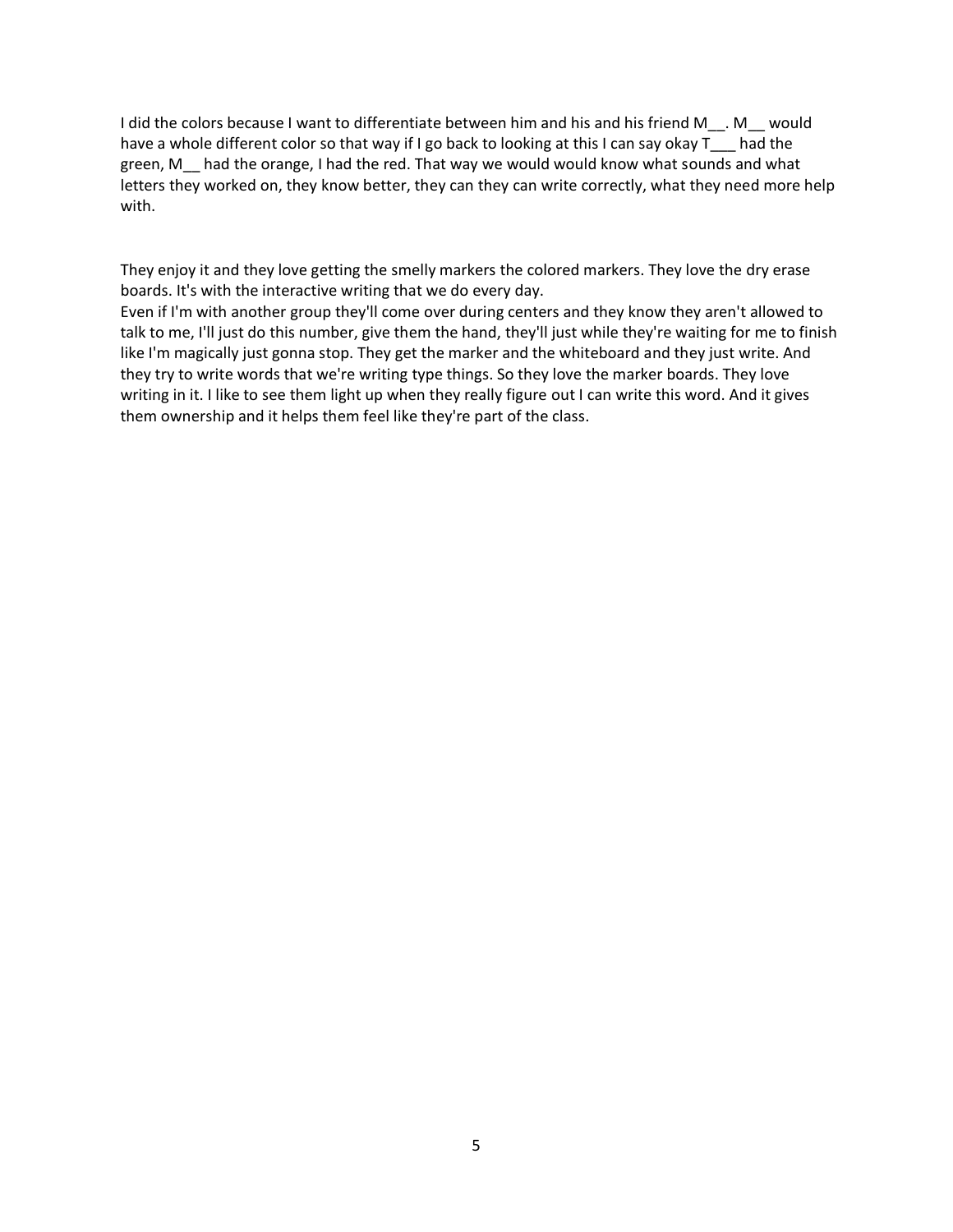I did the colors because I want to differentiate between him and his and his friend M__. M__ would have a whole different color so that way if I go back to looking at this I can say okay T___ had the green, M__ had the orange, I had the red. That way we would would know what sounds and what letters they worked on, they know better, they can they can write correctly, what they need more help with.

They enjoy it and they love getting the smelly markers the colored markers. They love the dry erase boards. It's with the interactive writing that we do every day.
Even if I'm with another group they'll come over during centers and they know they aren't allowed to talk to me, I'll just do this number, give them the hand, they'll just while they're waiting for me to finish like I'm magically just gonna stop. They get the marker and the whiteboard and they just write. And they try to write words that we're writing type things. So they love the marker boards. They love writing in it. I like to see them light up when they really figure out I can write this word. And it gives them ownership and it helps them feel like they're part of the class.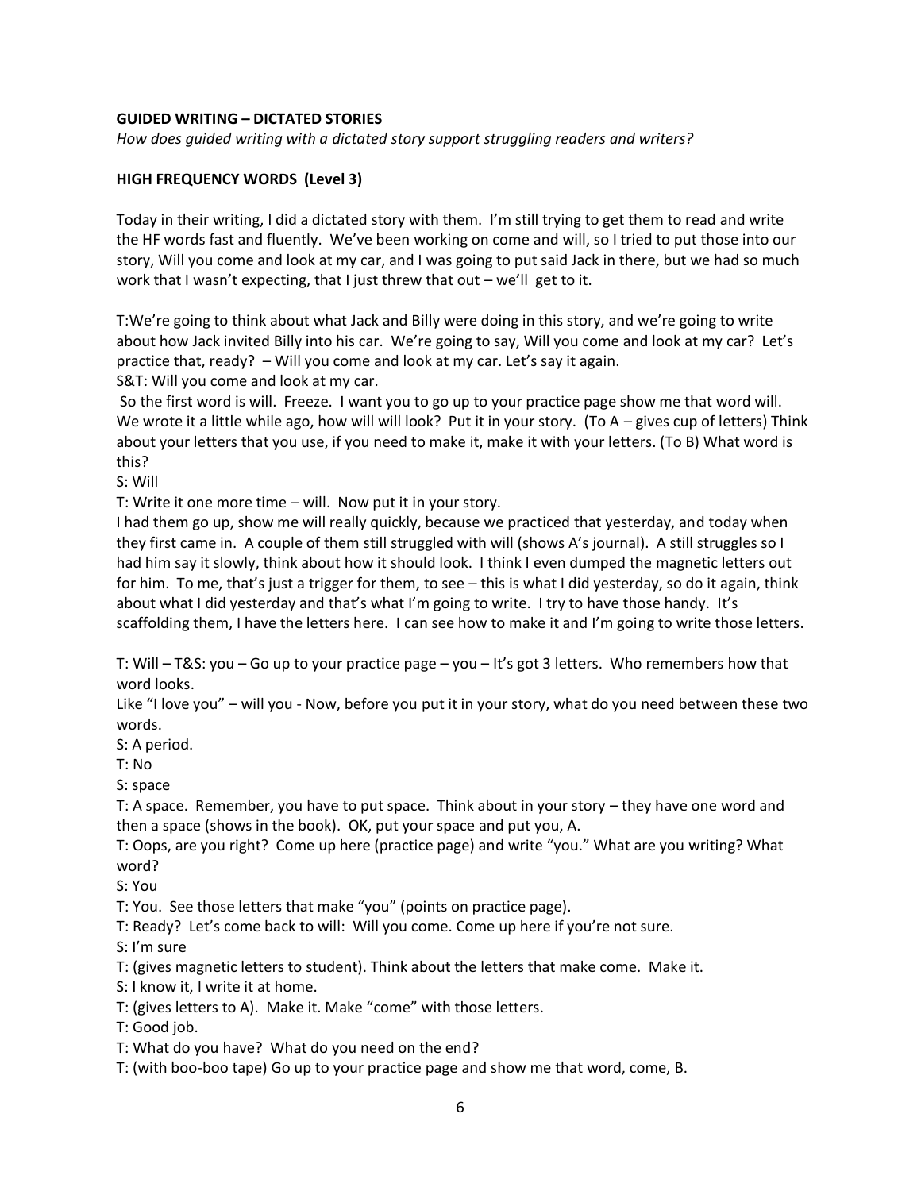**GUIDED WRITING – DICTATED STORIES**

*How does guided writing with a dictated story support struggling readers and writers?*

**HIGH FREQUENCY WORDS (Level 3)**

Today in their writing, I did a dictated story with them. I'm still trying to get them to read and write the HF words fast and fluently. We've been working on come and will, so I tried to put those into our story, Will you come and look at my car, and I was going to put said Jack in there, but we had so much work that I wasn't expecting, that I just threw that out – we'll get to it.

T:We're going to think about what Jack and Billy were doing in this story, and we're going to write about how Jack invited Billy into his car. We're going to say, Will you come and look at my car? Let's practice that, ready? – Will you come and look at my car. Let's say it again.

S&T: Will you come and look at my car.

So the first word is will. Freeze. I want you to go up to your practice page show me that word will. We wrote it a little while ago, how will will look? Put it in your story. (To A – gives cup of letters) Think about your letters that you use, if you need to make it, make it with your letters. (To B) What word is this?

S: Will

T: Write it one more time – will. Now put it in your story.

I had them go up, show me will really quickly, because we practiced that yesterday, and today when they first came in. A couple of them still struggled with will (shows A's journal). A still struggles so I had him say it slowly, think about how it should look. I think I even dumped the magnetic letters out for him. To me, that's just a trigger for them, to see – this is what I did yesterday, so do it again, think about what I did yesterday and that's what I'm going to write. I try to have those handy. It's scaffolding them, I have the letters here. I can see how to make it and I'm going to write those letters.

T: Will – T&S: you – Go up to your practice page – you – It's got 3 letters. Who remembers how that word looks.

Like "I love you" – will you - Now, before you put it in your story, what do you need between these two words.

S: A period.

T: No

S: space

T: A space. Remember, you have to put space. Think about in your story – they have one word and then a space (shows in the book). OK, put your space and put you, A.

T: Oops, are you right? Come up here (practice page) and write "you." What are you writing? What word?

S: You

T: You. See those letters that make "you" (points on practice page).

T: Ready? Let's come back to will: Will you come. Come up here if you're not sure.

S: I'm sure

T: (gives magnetic letters to student). Think about the letters that make come. Make it.

S: I know it, I write it at home.

T: (gives letters to A). Make it. Make "come" with those letters.

T: Good job.

T: What do you have? What do you need on the end?

T: (with boo-boo tape) Go up to your practice page and show me that word, come, B.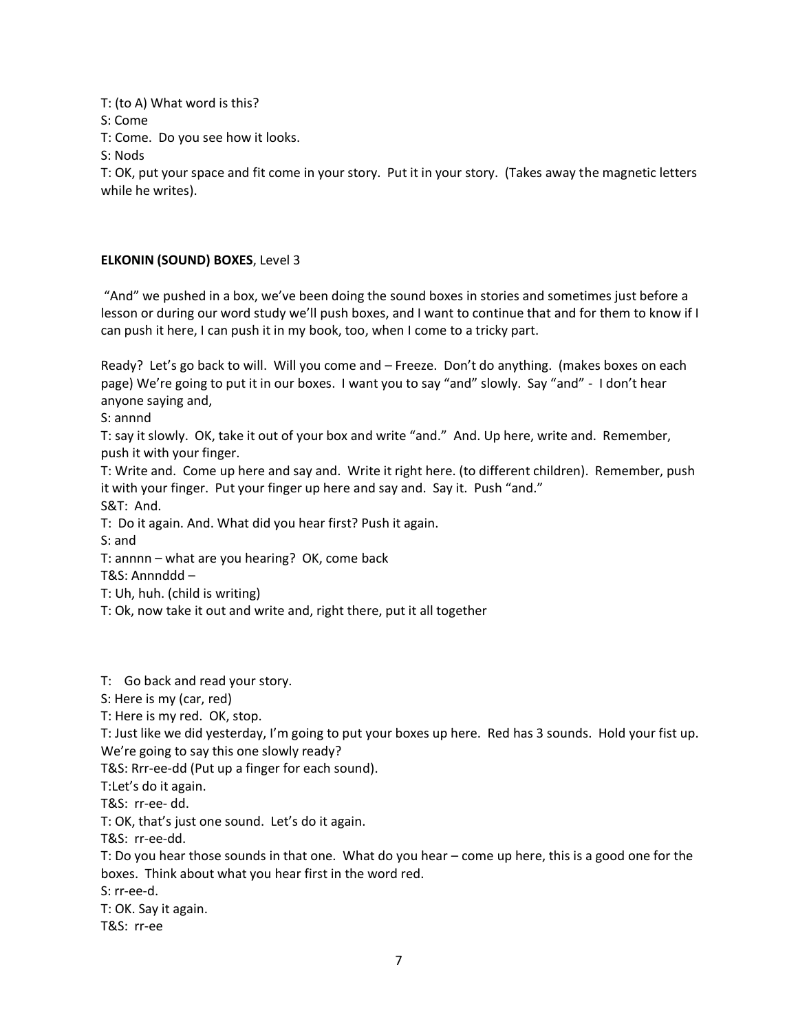T: (to A) What word is this?  
S: Come  
T: Come. Do you see how it looks.  
S: Nods  
T: OK, put your space and fit come in your story. Put it in your story. (Takes away the magnetic letters while he writes).

**ELKONIN (SOUND) BOXES**, Level 3

"And" we pushed in a box, we've been doing the sound boxes in stories and sometimes just before a lesson or during our word study we'll push boxes, and I want to continue that and for them to know if I can push it here, I can push it in my book, too, when I come to a tricky part.

Ready? Let's go back to will. Will you come and – Freeze. Don't do anything. (makes boxes on each page) We're going to put it in our boxes. I want you to say "and" slowly. Say "and" - I don't hear anyone saying and,  
S: annnd  
T: say it slowly. OK, take it out of your box and write "and." And. Up here, write and. Remember, push it with your finger.  
T: Write and. Come up here and say and. Write it right here. (to different children). Remember, push it with your finger. Put your finger up here and say and. Say it. Push "and."  
S&T: And.  
T: Do it again. And. What did you hear first? Push it again.  
S: and  
T: annnn – what are you hearing? OK, come back  
T&S: Annnddd –  
T: Uh, huh. (child is writing)  
T: Ok, now take it out and write and, right there, put it all together

T: Go back and read your story.  
S: Here is my (car, red)  
T: Here is my red. OK, stop.  
T: Just like we did yesterday, I'm going to put your boxes up here. Red has 3 sounds. Hold your fist up. We're going to say this one slowly ready?  
T&S: Rrr-ee-dd (Put up a finger for each sound).  
T:Let's do it again.  
T&S: rr-ee- dd.  
T: OK, that's just one sound. Let's do it again.  
T&S: rr-ee-dd.  
T: Do you hear those sounds in that one. What do you hear – come up here, this is a good one for the boxes. Think about what you hear first in the word red.  
S: rr-ee-d.  
T: OK. Say it again.  
T&S: rr-ee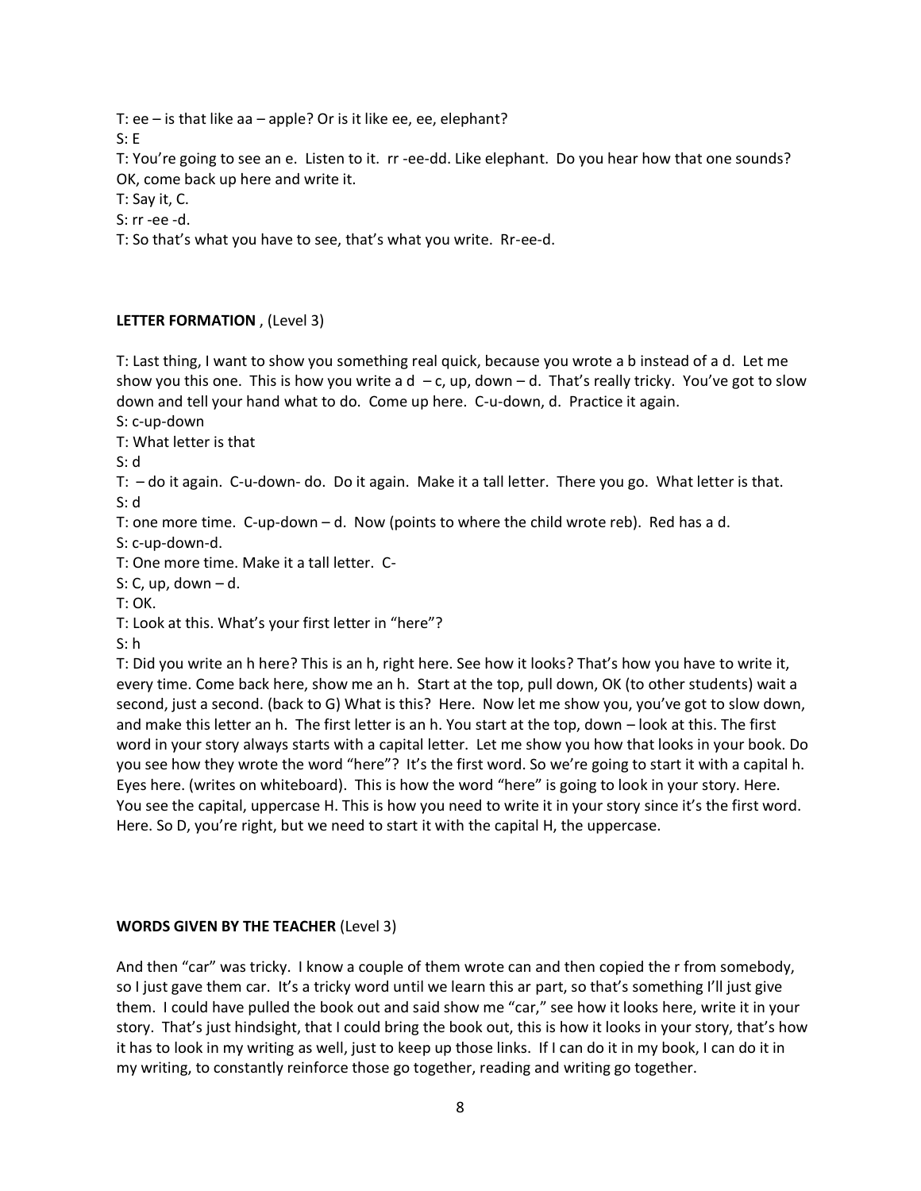T: ee – is that like aa – apple? Or is it like ee, ee, elephant?
S: E
T: You're going to see an e. Listen to it. rr -ee-dd. Like elephant. Do you hear how that one sounds? OK, come back up here and write it.
T: Say it, C.
S: rr -ee -d.
T: So that's what you have to see, that's what you write. Rr-ee-d.

**LETTER FORMATION** , (Level 3)

T: Last thing, I want to show you something real quick, because you wrote a b instead of a d. Let me show you this one. This is how you write a d – c, up, down – d. That's really tricky. You've got to slow down and tell your hand what to do. Come up here. C-u-down, d. Practice it again.
S: c-up-down
T: What letter is that
S: d
T: – do it again. C-u-down- do. Do it again. Make it a tall letter. There you go. What letter is that.
S: d
T: one more time. C-up-down – d. Now (points to where the child wrote reb). Red has a d.
S: c-up-down-d.
T: One more time. Make it a tall letter. C-
S: C, up, down – d.
T: OK.
T: Look at this. What's your first letter in "here"?
S: h
T: Did you write an h here? This is an h, right here. See how it looks? That's how you have to write it, every time. Come back here, show me an h. Start at the top, pull down, OK (to other students) wait a second, just a second. (back to G) What is this? Here. Now let me show you, you've got to slow down, and make this letter an h. The first letter is an h. You start at the top, down – look at this. The first word in your story always starts with a capital letter. Let me show you how that looks in your book. Do you see how they wrote the word "here"? It's the first word. So we're going to start it with a capital h. Eyes here. (writes on whiteboard). This is how the word "here" is going to look in your story. Here. You see the capital, uppercase H. This is how you need to write it in your story since it's the first word. Here. So D, you're right, but we need to start it with the capital H, the uppercase.

**WORDS GIVEN BY THE TEACHER** (Level 3)

And then "car" was tricky. I know a couple of them wrote can and then copied the r from somebody, so I just gave them car. It's a tricky word until we learn this ar part, so that's something I'll just give them. I could have pulled the book out and said show me "car," see how it looks here, write it in your story. That's just hindsight, that I could bring the book out, this is how it looks in your story, that's how it has to look in my writing as well, just to keep up those links. If I can do it in my book, I can do it in my writing, to constantly reinforce those go together, reading and writing go together.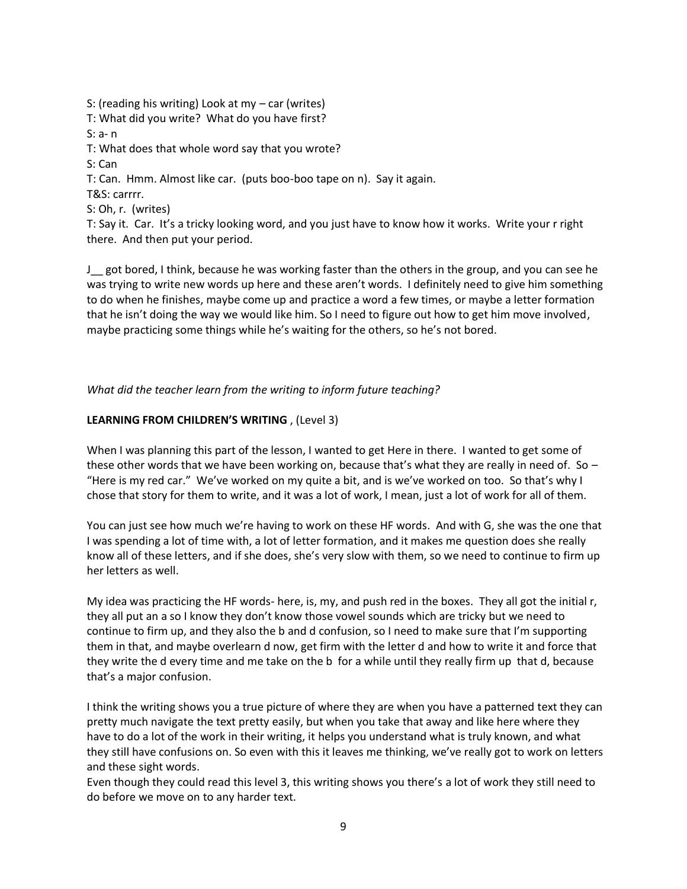S: (reading his writing) Look at my – car (writes)
T: What did you write? What do you have first?
S: a- n
T: What does that whole word say that you wrote?
S: Can
T: Can. Hmm. Almost like car. (puts boo-boo tape on n). Say it again.
T&S: carrrr.
S: Oh, r. (writes)
T: Say it. Car. It's a tricky looking word, and you just have to know how it works. Write your r right there. And then put your period.

J__ got bored, I think, because he was working faster than the others in the group, and you can see he was trying to write new words up here and these aren't words. I definitely need to give him something to do when he finishes, maybe come up and practice a word a few times, or maybe a letter formation that he isn't doing the way we would like him. So I need to figure out how to get him move involved, maybe practicing some things while he's waiting for the others, so he's not bored.

*What did the teacher learn from the writing to inform future teaching?*

**LEARNING FROM CHILDREN'S WRITING** , (Level 3)

When I was planning this part of the lesson, I wanted to get Here in there. I wanted to get some of these other words that we have been working on, because that's what they are really in need of. So – "Here is my red car." We've worked on my quite a bit, and is we've worked on too. So that's why I chose that story for them to write, and it was a lot of work, I mean, just a lot of work for all of them.

You can just see how much we're having to work on these HF words. And with G, she was the one that I was spending a lot of time with, a lot of letter formation, and it makes me question does she really know all of these letters, and if she does, she's very slow with them, so we need to continue to firm up her letters as well.

My idea was practicing the HF words- here, is, my, and push red in the boxes. They all got the initial r, they all put an a so I know they don't know those vowel sounds which are tricky but we need to continue to firm up, and they also the b and d confusion, so I need to make sure that I'm supporting them in that, and maybe overlearn d now, get firm with the letter d and how to write it and force that they write the d every time and me take on the b for a while until they really firm up that d, because that's a major confusion.

I think the writing shows you a true picture of where they are when you have a patterned text they can pretty much navigate the text pretty easily, but when you take that away and like here where they have to do a lot of the work in their writing, it helps you understand what is truly known, and what they still have confusions on. So even with this it leaves me thinking, we've really got to work on letters and these sight words.
Even though they could read this level 3, this writing shows you there's a lot of work they still need to do before we move on to any harder text.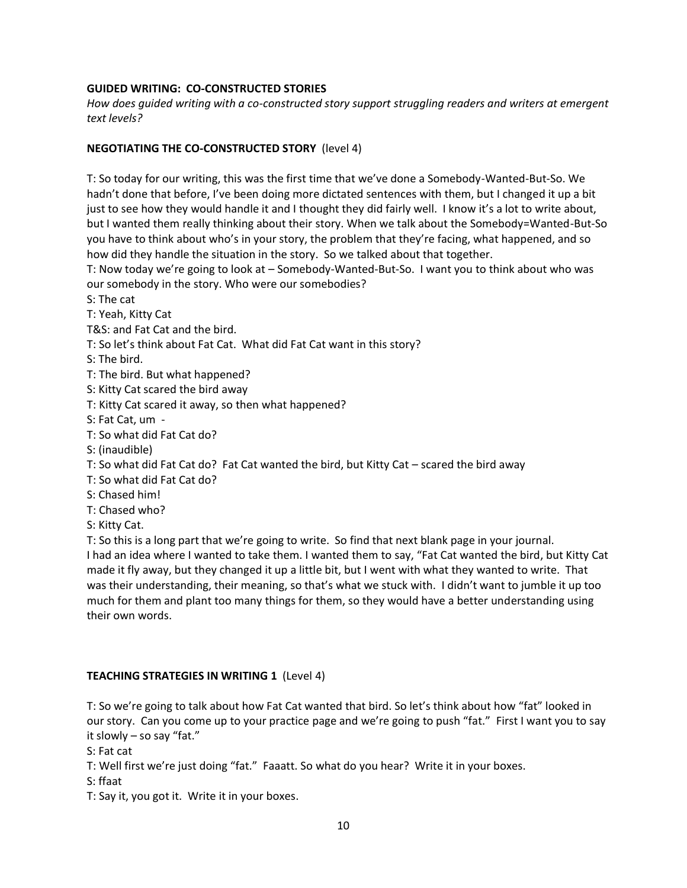**GUIDED WRITING: CO-CONSTRUCTED STORIES**

*How does guided writing with a co-constructed story support struggling readers and writers at emergent text levels?*

**NEGOTIATING THE CO-CONSTRUCTED STORY** (level 4)

T: So today for our writing, this was the first time that we've done a Somebody-Wanted-But-So. We hadn't done that before, I've been doing more dictated sentences with them, but I changed it up a bit just to see how they would handle it and I thought they did fairly well. I know it's a lot to write about, but I wanted them really thinking about their story. When we talk about the Somebody=Wanted-But-So you have to think about who's in your story, the problem that they're facing, what happened, and so how did they handle the situation in the story. So we talked about that together.

T: Now today we're going to look at – Somebody-Wanted-But-So. I want you to think about who was our somebody in the story. Who were our somebodies?

S: The cat

T: Yeah, Kitty Cat

T&S: and Fat Cat and the bird.

T: So let's think about Fat Cat. What did Fat Cat want in this story?

S: The bird.

T: The bird. But what happened?

S: Kitty Cat scared the bird away

T: Kitty Cat scared it away, so then what happened?

S: Fat Cat, um -

T: So what did Fat Cat do?

S: (inaudible)

T: So what did Fat Cat do? Fat Cat wanted the bird, but Kitty Cat – scared the bird away

T: So what did Fat Cat do?

S: Chased him!

T: Chased who?

S: Kitty Cat.

T: So this is a long part that we're going to write. So find that next blank page in your journal.
I had an idea where I wanted to take them. I wanted them to say, "Fat Cat wanted the bird, but Kitty Cat made it fly away, but they changed it up a little bit, but I went with what they wanted to write. That was their understanding, their meaning, so that's what we stuck with. I didn't want to jumble it up too much for them and plant too many things for them, so they would have a better understanding using their own words.

**TEACHING STRATEGIES IN WRITING 1** (Level 4)

T: So we're going to talk about how Fat Cat wanted that bird. So let's think about how "fat" looked in our story. Can you come up to your practice page and we're going to push "fat." First I want you to say it slowly – so say "fat."

S: Fat cat

T: Well first we're just doing "fat." Faaatt. So what do you hear? Write it in your boxes.

S: ffaat

T: Say it, you got it. Write it in your boxes.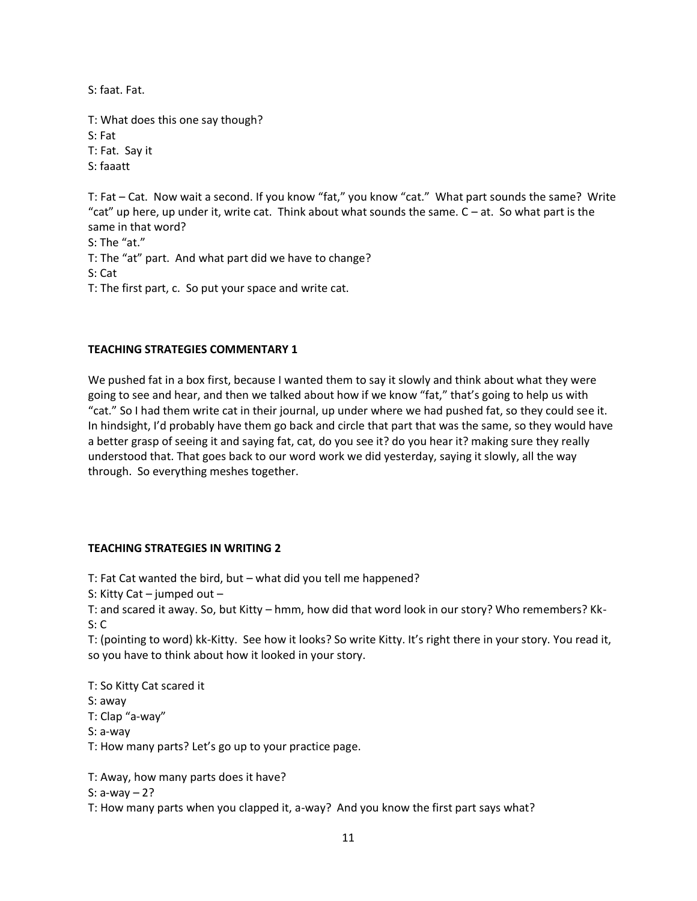S: faat. Fat.

T: What does this one say though?
S: Fat
T: Fat. Say it
S: faaatt

T: Fat – Cat. Now wait a second. If you know "fat," you know "cat." What part sounds the same? Write "cat" up here, up under it, write cat. Think about what sounds the same. C – at. So what part is the same in that word?
S: The "at."
T: The "at" part. And what part did we have to change?
S: Cat
T: The first part, c. So put your space and write cat.

**TEACHING STRATEGIES COMMENTARY 1**

We pushed fat in a box first, because I wanted them to say it slowly and think about what they were going to see and hear, and then we talked about how if we know "fat," that's going to help us with "cat." So I had them write cat in their journal, up under where we had pushed fat, so they could see it. In hindsight, I'd probably have them go back and circle that part that was the same, so they would have a better grasp of seeing it and saying fat, cat, do you see it? do you hear it? making sure they really understood that. That goes back to our word work we did yesterday, saying it slowly, all the way through. So everything meshes together.

**TEACHING STRATEGIES IN WRITING 2**

T: Fat Cat wanted the bird, but – what did you tell me happened?
S: Kitty Cat – jumped out –
T: and scared it away. So, but Kitty – hmm, how did that word look in our story? Who remembers? Kk-
S: C
T: (pointing to word) kk-Kitty. See how it looks? So write Kitty. It's right there in your story. You read it, so you have to think about how it looked in your story.

T: So Kitty Cat scared it
S: away
T: Clap "a-way"
S: a-way
T: How many parts? Let's go up to your practice page.

T: Away, how many parts does it have?
S: a-way – 2?
T: How many parts when you clapped it, a-way? And you know the first part says what?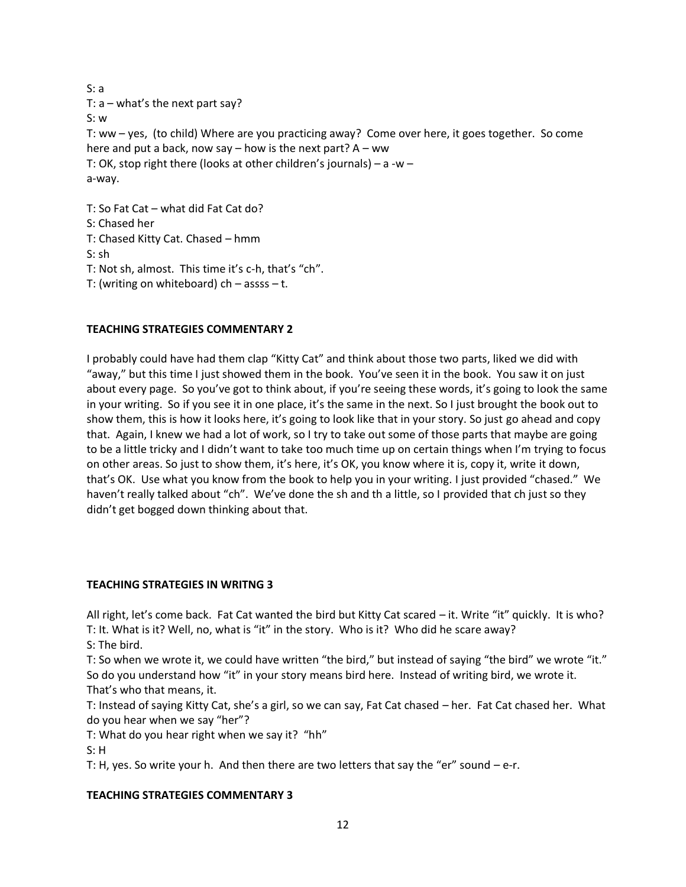S: a  
T: a – what's the next part say?  
S: w  
T: ww – yes, (to child) Where are you practicing away? Come over here, it goes together. So come here and put a back, now say – how is the next part? A – ww  
T: OK, stop right there (looks at other children's journals) – a -w –  
a-way.

T: So Fat Cat – what did Fat Cat do?  
S: Chased her  
T: Chased Kitty Cat. Chased – hmm  
S: sh  
T: Not sh, almost. This time it's c-h, that's "ch".  
T: (writing on whiteboard) ch – assss – t.

**TEACHING STRATEGIES COMMENTARY 2**

I probably could have had them clap "Kitty Cat" and think about those two parts, liked we did with "away," but this time I just showed them in the book. You've seen it in the book. You saw it on just about every page. So you've got to think about, if you're seeing these words, it's going to look the same in your writing. So if you see it in one place, it's the same in the next. So I just brought the book out to show them, this is how it looks here, it's going to look like that in your story. So just go ahead and copy that. Again, I knew we had a lot of work, so I try to take out some of those parts that maybe are going to be a little tricky and I didn't want to take too much time up on certain things when I'm trying to focus on other areas. So just to show them, it's here, it's OK, you know where it is, copy it, write it down, that's OK. Use what you know from the book to help you in your writing. I just provided "chased." We haven't really talked about "ch". We've done the sh and th a little, so I provided that ch just so they didn't get bogged down thinking about that.

**TEACHING STRATEGIES IN WRITNG 3**

All right, let's come back. Fat Cat wanted the bird but Kitty Cat scared – it. Write "it" quickly. It is who?  
T: It. What is it? Well, no, what is "it" in the story. Who is it? Who did he scare away?  
S: The bird.  
T: So when we wrote it, we could have written "the bird," but instead of saying "the bird" we wrote "it." So do you understand how "it" in your story means bird here. Instead of writing bird, we wrote it. That's who that means, it.  
T: Instead of saying Kitty Cat, she's a girl, so we can say, Fat Cat chased – her. Fat Cat chased her. What do you hear when we say "her"?  
T: What do you hear right when we say it? "hh"  
S: H  
T: H, yes. So write your h. And then there are two letters that say the "er" sound – e-r.

**TEACHING STRATEGIES COMMENTARY 3**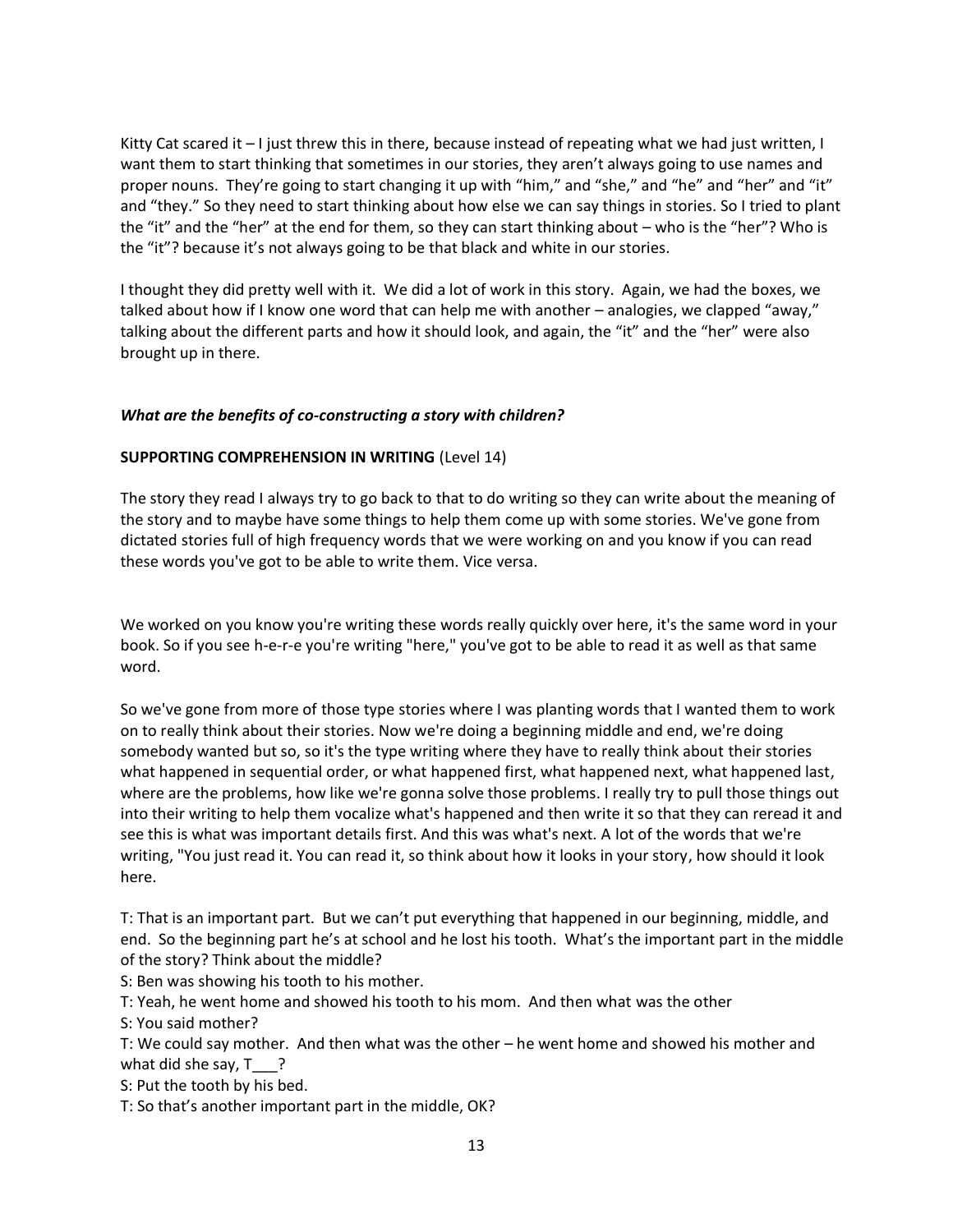Kitty Cat scared it – I just threw this in there, because instead of repeating what we had just written, I want them to start thinking that sometimes in our stories, they aren't always going to use names and proper nouns. They're going to start changing it up with "him," and "she," and "he" and "her" and "it" and "they." So they need to start thinking about how else we can say things in stories. So I tried to plant the "it" and the "her" at the end for them, so they can start thinking about – who is the "her"? Who is the "it"? because it's not always going to be that black and white in our stories.

I thought they did pretty well with it. We did a lot of work in this story. Again, we had the boxes, we talked about how if I know one word that can help me with another – analogies, we clapped "away," talking about the different parts and how it should look, and again, the "it" and the "her" were also brought up in there.

***What are the benefits of co-constructing a story with children?***

**SUPPORTING COMPREHENSION IN WRITING** (Level 14)

The story they read I always try to go back to that to do writing so they can write about the meaning of the story and to maybe have some things to help them come up with some stories. We've gone from dictated stories full of high frequency words that we were working on and you know if you can read these words you've got to be able to write them. Vice versa.

We worked on you know you're writing these words really quickly over here, it's the same word in your book. So if you see h-e-r-e you're writing "here," you've got to be able to read it as well as that same word.

So we've gone from more of those type stories where I was planting words that I wanted them to work on to really think about their stories. Now we're doing a beginning middle and end, we're doing somebody wanted but so, so it's the type writing where they have to really think about their stories what happened in sequential order, or what happened first, what happened next, what happened last, where are the problems, how like we're gonna solve those problems. I really try to pull those things out into their writing to help them vocalize what's happened and then write it so that they can reread it and see this is what was important details first. And this was what's next. A lot of the words that we're writing, "You just read it. You can read it, so think about how it looks in your story, how should it look here.

T: That is an important part. But we can't put everything that happened in our beginning, middle, and end. So the beginning part he's at school and he lost his tooth. What's the important part in the middle of the story? Think about the middle?
S: Ben was showing his tooth to his mother.
T: Yeah, he went home and showed his tooth to his mom. And then what was the other
S: You said mother?
T: We could say mother. And then what was the other – he went home and showed his mother and what did she say, T___?
S: Put the tooth by his bed.
T: So that's another important part in the middle, OK?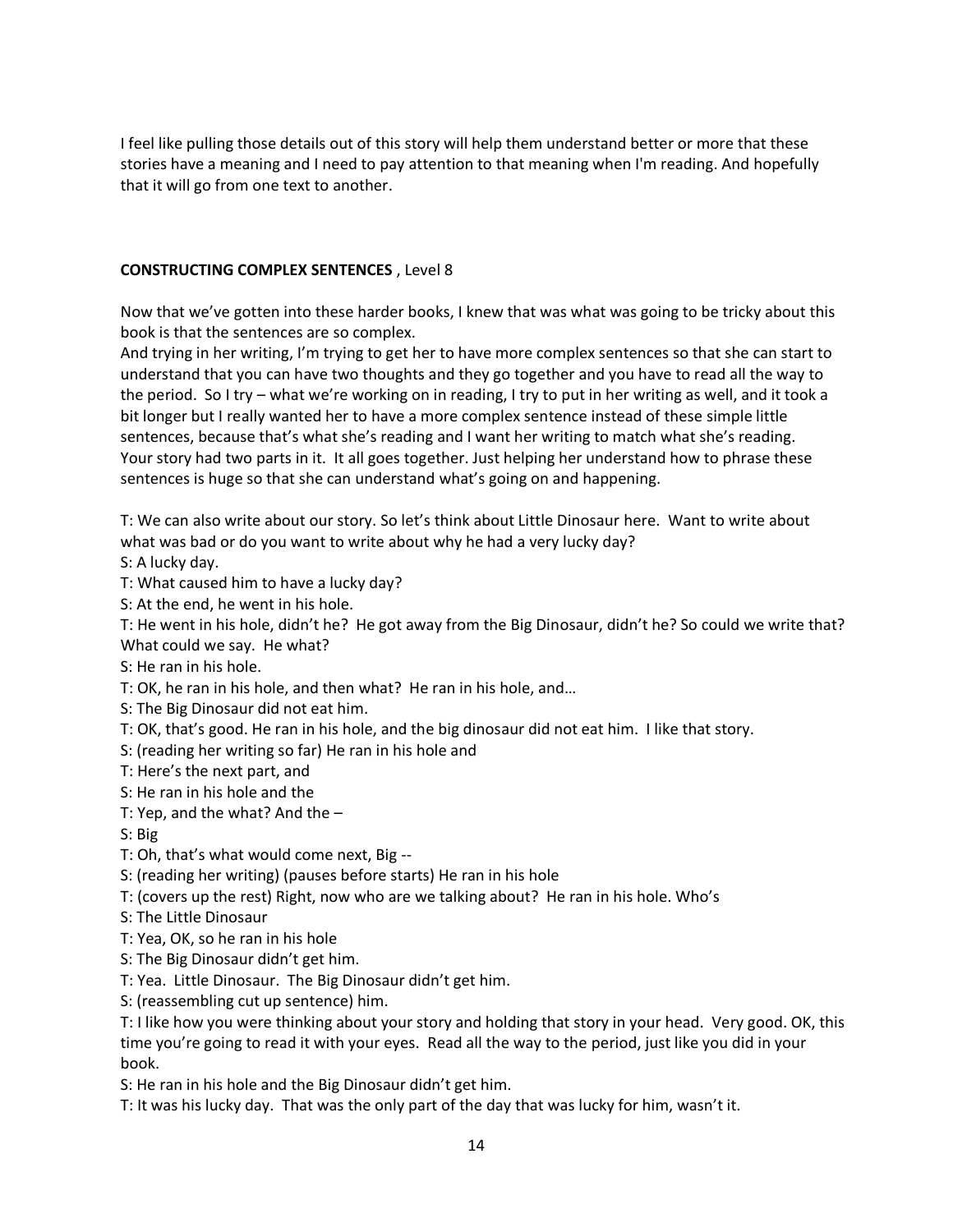I feel like pulling those details out of this story will help them understand better or more that these stories have a meaning and I need to pay attention to that meaning when I'm reading. And hopefully that it will go from one text to another.

**CONSTRUCTING COMPLEX SENTENCES** , Level 8

Now that we've gotten into these harder books, I knew that was what was going to be tricky about this book is that the sentences are so complex.
And trying in her writing, I'm trying to get her to have more complex sentences so that she can start to understand that you can have two thoughts and they go together and you have to read all the way to the period. So I try – what we're working on in reading, I try to put in her writing as well, and it took a bit longer but I really wanted her to have a more complex sentence instead of these simple little sentences, because that's what she's reading and I want her writing to match what she's reading. Your story had two parts in it. It all goes together. Just helping her understand how to phrase these sentences is huge so that she can understand what's going on and happening.

T: We can also write about our story. So let's think about Little Dinosaur here. Want to write about what was bad or do you want to write about why he had a very lucky day?
S: A lucky day.
T: What caused him to have a lucky day?
S: At the end, he went in his hole.
T: He went in his hole, didn't he? He got away from the Big Dinosaur, didn't he? So could we write that? What could we say. He what?
S: He ran in his hole.
T: OK, he ran in his hole, and then what? He ran in his hole, and…
S: The Big Dinosaur did not eat him.
T: OK, that's good. He ran in his hole, and the big dinosaur did not eat him. I like that story.
S: (reading her writing so far) He ran in his hole and
T: Here's the next part, and
S: He ran in his hole and the
T: Yep, and the what? And the –
S: Big
T: Oh, that's what would come next, Big --
S: (reading her writing) (pauses before starts) He ran in his hole
T: (covers up the rest) Right, now who are we talking about? He ran in his hole. Who's
S: The Little Dinosaur
T: Yea, OK, so he ran in his hole
S: The Big Dinosaur didn't get him.
T: Yea. Little Dinosaur. The Big Dinosaur didn't get him.
S: (reassembling cut up sentence) him.
T: I like how you were thinking about your story and holding that story in your head. Very good. OK, this time you're going to read it with your eyes. Read all the way to the period, just like you did in your book.
S: He ran in his hole and the Big Dinosaur didn't get him.
T: It was his lucky day. That was the only part of the day that was lucky for him, wasn't it.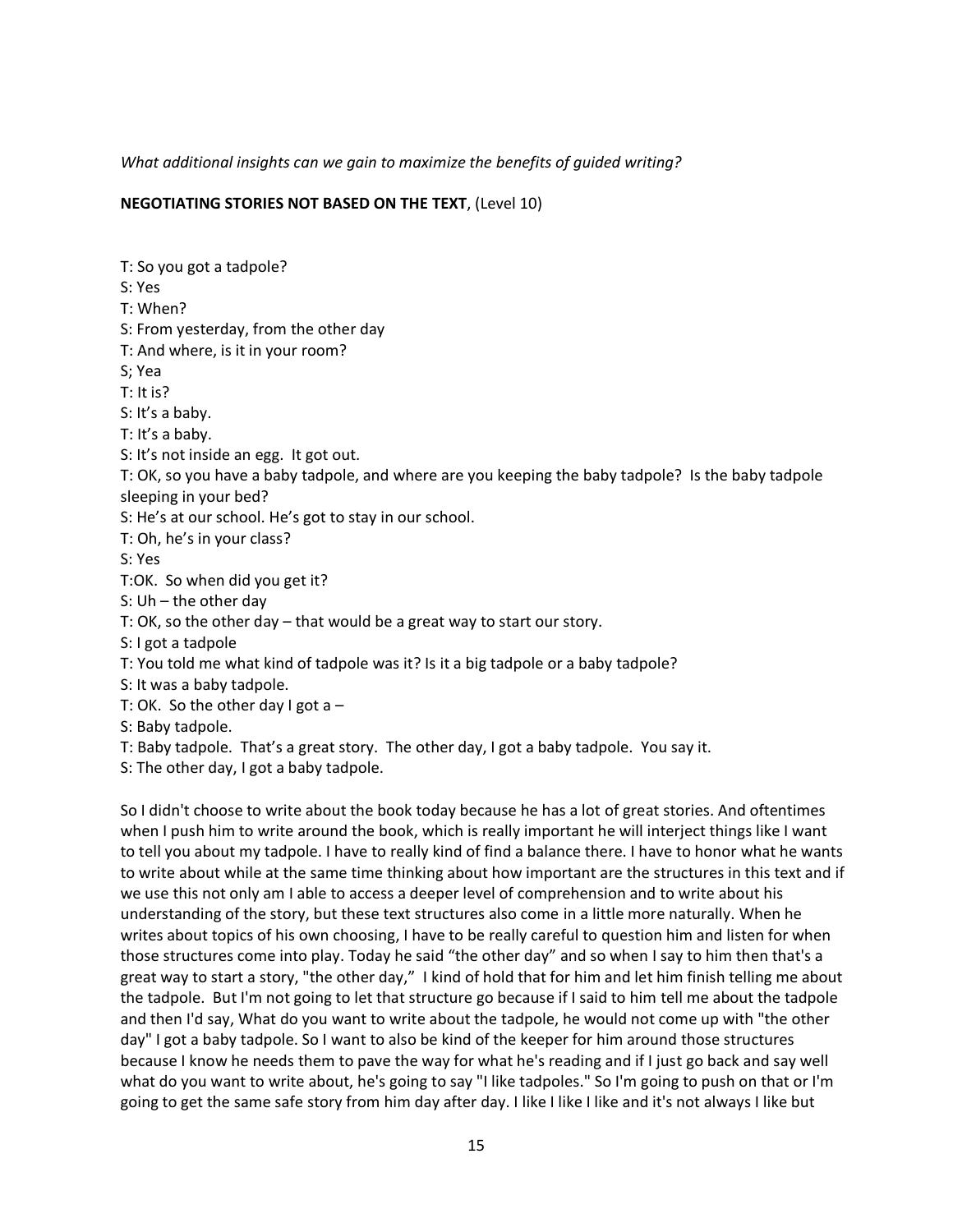*What additional insights can we gain to maximize the benefits of guided writing?*

**NEGOTIATING STORIES NOT BASED ON THE TEXT**, (Level 10)

T: So you got a tadpole?
S: Yes
T: When?
S: From yesterday, from the other day
T: And where, is it in your room?
S; Yea
T: It is?
S: It's a baby.
T: It's a baby.
S: It's not inside an egg. It got out.
T: OK, so you have a baby tadpole, and where are you keeping the baby tadpole? Is the baby tadpole sleeping in your bed?
S: He's at our school. He's got to stay in our school.
T: Oh, he's in your class?
S: Yes
T:OK. So when did you get it?
S: Uh – the other day
T: OK, so the other day – that would be a great way to start our story.
S: I got a tadpole
T: You told me what kind of tadpole was it? Is it a big tadpole or a baby tadpole?
S: It was a baby tadpole.
T: OK. So the other day I got a –
S: Baby tadpole.
T: Baby tadpole. That's a great story. The other day, I got a baby tadpole. You say it.
S: The other day, I got a baby tadpole.

So I didn't choose to write about the book today because he has a lot of great stories. And oftentimes when I push him to write around the book, which is really important he will interject things like I want to tell you about my tadpole. I have to really kind of find a balance there. I have to honor what he wants to write about while at the same time thinking about how important are the structures in this text and if we use this not only am I able to access a deeper level of comprehension and to write about his understanding of the story, but these text structures also come in a little more naturally. When he writes about topics of his own choosing, I have to be really careful to question him and listen for when those structures come into play. Today he said "the other day" and so when I say to him then that's a great way to start a story, "the other day," I kind of hold that for him and let him finish telling me about the tadpole. But I'm not going to let that structure go because if I said to him tell me about the tadpole and then I'd say, What do you want to write about the tadpole, he would not come up with "the other day" I got a baby tadpole. So I want to also be kind of the keeper for him around those structures because I know he needs them to pave the way for what he's reading and if I just go back and say well what do you want to write about, he's going to say "I like tadpoles." So I'm going to push on that or I'm going to get the same safe story from him day after day. I like I like I like and it's not always I like but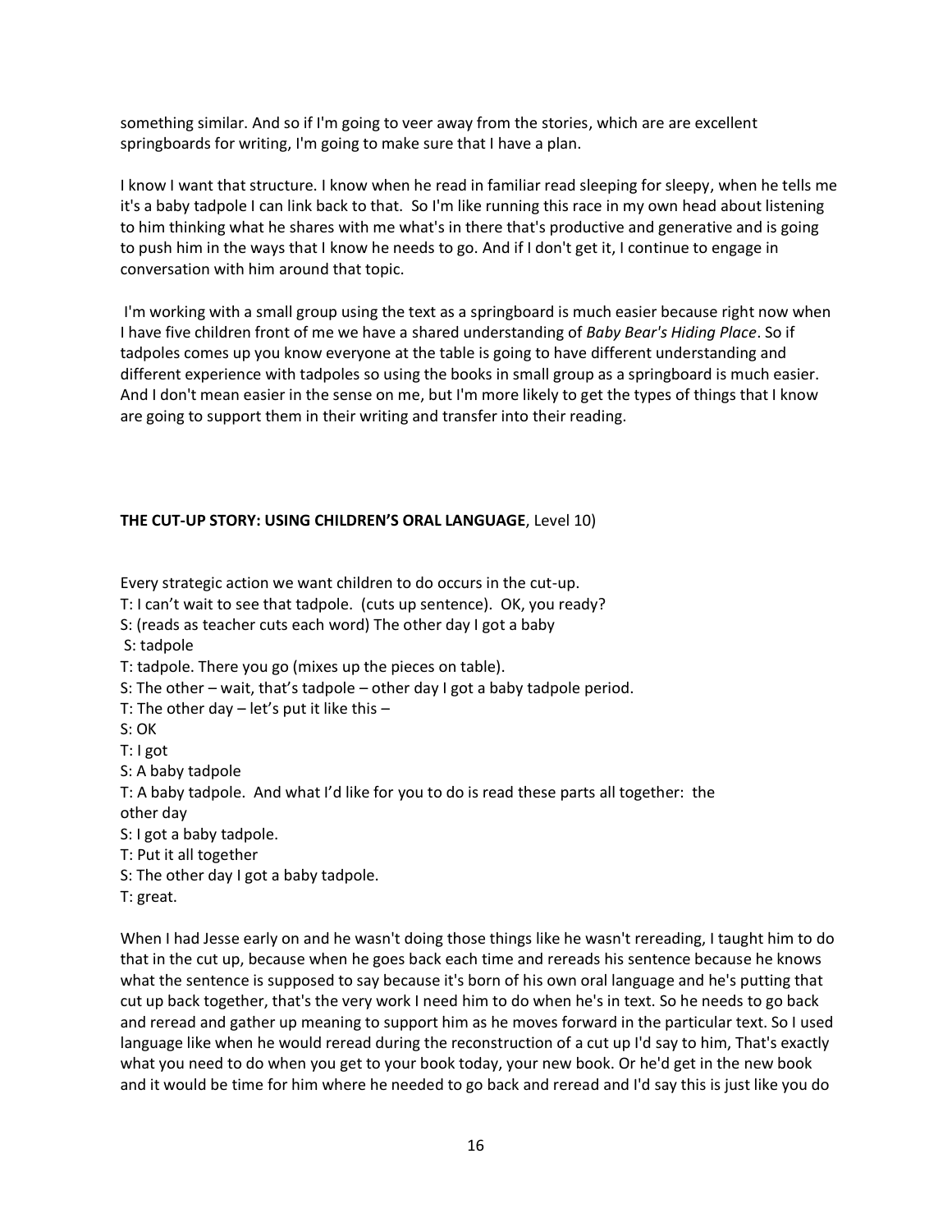something similar. And so if I'm going to veer away from the stories, which are are excellent springboards for writing, I'm going to make sure that I have a plan.

I know I want that structure. I know when he read in familiar read sleeping for sleepy, when he tells me it's a baby tadpole I can link back to that. So I'm like running this race in my own head about listening to him thinking what he shares with me what's in there that's productive and generative and is going to push him in the ways that I know he needs to go. And if I don't get it, I continue to engage in conversation with him around that topic.

I'm working with a small group using the text as a springboard is much easier because right now when I have five children front of me we have a shared understanding of *Baby Bear's Hiding Place*. So if tadpoles comes up you know everyone at the table is going to have different understanding and different experience with tadpoles so using the books in small group as a springboard is much easier. And I don't mean easier in the sense on me, but I'm more likely to get the types of things that I know are going to support them in their writing and transfer into their reading.

**THE CUT-UP STORY: USING CHILDREN'S ORAL LANGUAGE**, Level 10)

Every strategic action we want children to do occurs in the cut-up.
T: I can't wait to see that tadpole. (cuts up sentence). OK, you ready?
S: (reads as teacher cuts each word) The other day I got a baby
S: tadpole
T: tadpole. There you go (mixes up the pieces on table).
S: The other – wait, that's tadpole – other day I got a baby tadpole period.
T: The other day – let's put it like this –
S: OK
T: I got
S: A baby tadpole
T: A baby tadpole. And what I'd like for you to do is read these parts all together: the other day
S: I got a baby tadpole.
T: Put it all together
S: The other day I got a baby tadpole.
T: great.

When I had Jesse early on and he wasn't doing those things like he wasn't rereading, I taught him to do that in the cut up, because when he goes back each time and rereads his sentence because he knows what the sentence is supposed to say because it's born of his own oral language and he's putting that cut up back together, that's the very work I need him to do when he's in text. So he needs to go back and reread and gather up meaning to support him as he moves forward in the particular text. So I used language like when he would reread during the reconstruction of a cut up I'd say to him, That's exactly what you need to do when you get to your book today, your new book. Or he'd get in the new book and it would be time for him where he needed to go back and reread and I'd say this is just like you do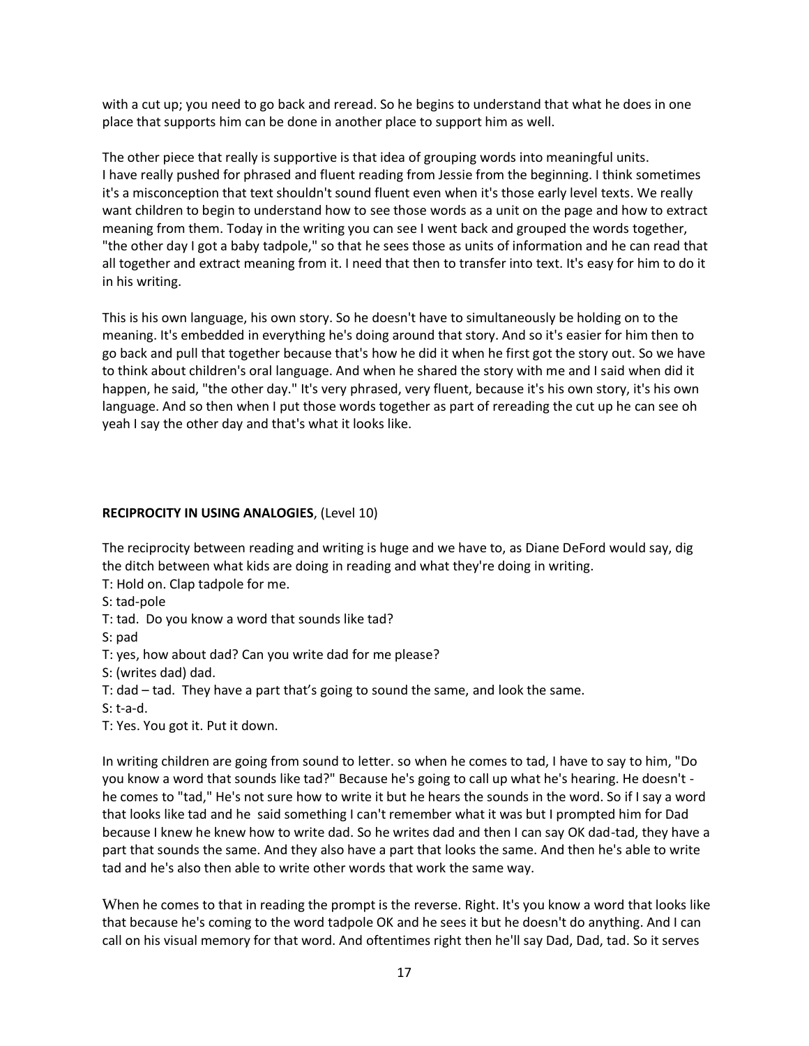with a cut up; you need to go back and reread. So he begins to understand that what he does in one place that supports him can be done in another place to support him as well.

The other piece that really is supportive is that idea of grouping words into meaningful units. I have really pushed for phrased and fluent reading from Jessie from the beginning. I think sometimes it's a misconception that text shouldn't sound fluent even when it's those early level texts. We really want children to begin to understand how to see those words as a unit on the page and how to extract meaning from them. Today in the writing you can see I went back and grouped the words together, "the other day I got a baby tadpole," so that he sees those as units of information and he can read that all together and extract meaning from it. I need that then to transfer into text. It's easy for him to do it in his writing.

This is his own language, his own story. So he doesn't have to simultaneously be holding on to the meaning. It's embedded in everything he's doing around that story. And so it's easier for him then to go back and pull that together because that's how he did it when he first got the story out. So we have to think about children's oral language. And when he shared the story with me and I said when did it happen, he said, "the other day." It's very phrased, very fluent, because it's his own story, it's his own language. And so then when I put those words together as part of rereading the cut up he can see oh yeah I say the other day and that's what it looks like.

**RECIPROCITY IN USING ANALOGIES**, (Level 10)

The reciprocity between reading and writing is huge and we have to, as Diane DeFord would say, dig the ditch between what kids are doing in reading and what they're doing in writing.

T: Hold on. Clap tadpole for me.  
S: tad-pole  
T: tad. Do you know a word that sounds like tad?  
S: pad  
T: yes, how about dad? Can you write dad for me please?  
S: (writes dad) dad.  
T: dad – tad. They have a part that's going to sound the same, and look the same.  
S: t-a-d.  
T: Yes. You got it. Put it down.

In writing children are going from sound to letter. so when he comes to tad, I have to say to him, "Do you know a word that sounds like tad?" Because he's going to call up what he's hearing. He doesn't - he comes to "tad," He's not sure how to write it but he hears the sounds in the word. So if I say a word that looks like tad and he said something I can't remember what it was but I prompted him for Dad because I knew he knew how to write dad. So he writes dad and then I can say OK dad-tad, they have a part that sounds the same. And they also have a part that looks the same. And then he's able to write tad and he's also then able to write other words that work the same way.

When he comes to that in reading the prompt is the reverse. Right. It's you know a word that looks like that because he's coming to the word tadpole OK and he sees it but he doesn't do anything. And I can call on his visual memory for that word. And oftentimes right then he'll say Dad, Dad, tad. So it serves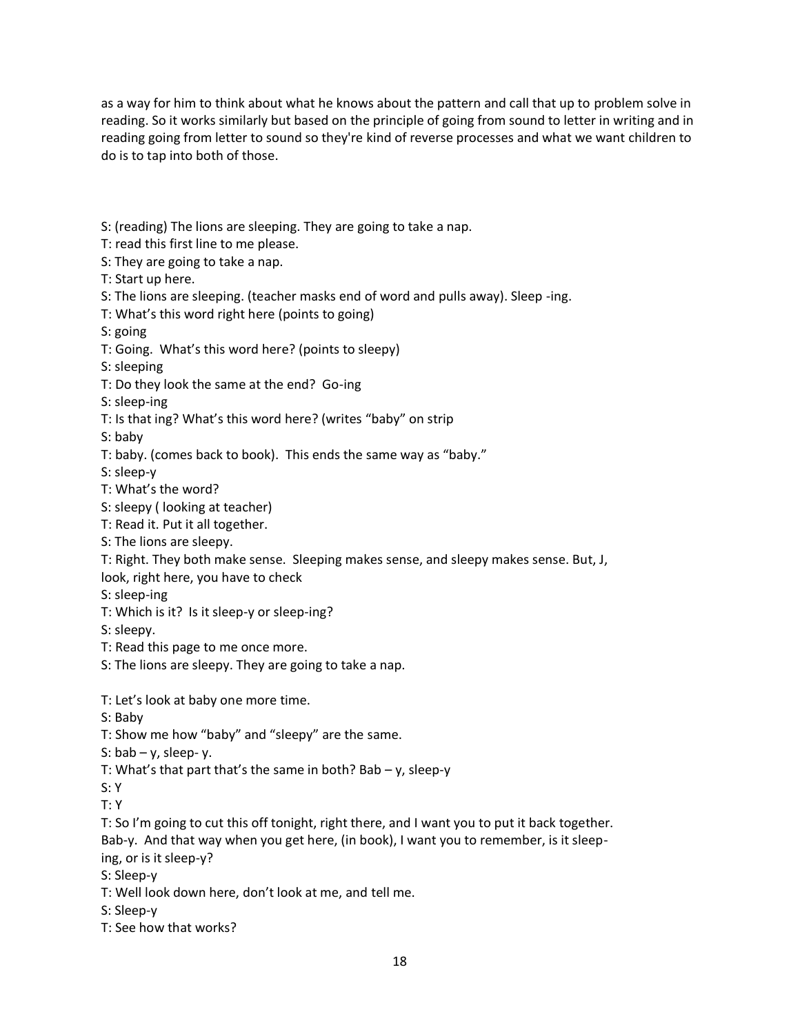as a way for him to think about what he knows about the pattern and call that up to problem solve in reading. So it works similarly but based on the principle of going from sound to letter in writing and in reading going from letter to sound so they're kind of reverse processes and what we want children to do is to tap into both of those.

S: (reading) The lions are sleeping. They are going to take a nap.  
T: read this first line to me please.  
S: They are going to take a nap.  
T: Start up here.  
S: The lions are sleeping. (teacher masks end of word and pulls away). Sleep -ing.  
T: What's this word right here (points to going)  
S: going  
T: Going. What's this word here? (points to sleepy)  
S: sleeping  
T: Do they look the same at the end? Go-ing  
S: sleep-ing  
T: Is that ing? What's this word here? (writes "baby" on strip  
S: baby  
T: baby. (comes back to book). This ends the same way as "baby."  
S: sleep-y  
T: What's the word?  
S: sleepy ( looking at teacher)  
T: Read it. Put it all together.  
S: The lions are sleepy.  
T: Right. They both make sense. Sleeping makes sense, and sleepy makes sense. But, J, look, right here, you have to check  
S: sleep-ing  
T: Which is it? Is it sleep-y or sleep-ing?  
S: sleepy.  
T: Read this page to me once more.  
S: The lions are sleepy. They are going to take a nap.

T: Let's look at baby one more time.  
S: Baby  
T: Show me how "baby" and "sleepy" are the same.  
S: bab – y, sleep- y.  
T: What's that part that's the same in both? Bab – y, sleep-y  
S: Y  
T: Y  
T: So I'm going to cut this off tonight, right there, and I want you to put it back together. Bab-y. And that way when you get here, (in book), I want you to remember, is it sleep-ing, or is it sleep-y?  
S: Sleep-y  
T: Well look down here, don't look at me, and tell me.  
S: Sleep-y  
T: See how that works?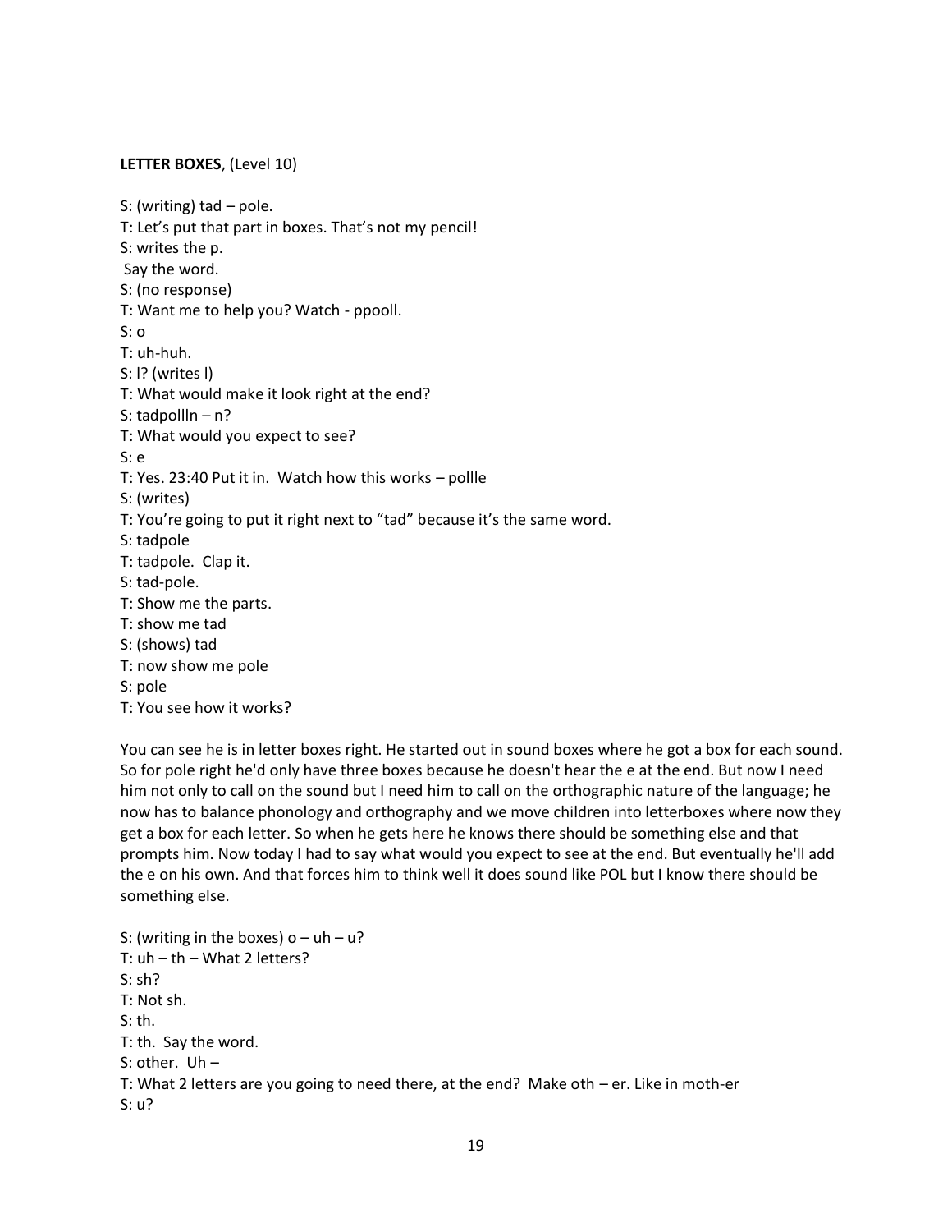**LETTER BOXES**, (Level 10)

S: (writing) tad – pole.
T: Let's put that part in boxes. That's not my pencil!
S: writes the p.
Say the word.
S: (no response)
T: Want me to help you? Watch - ppooll.
S: o
T: uh-huh.
S: l? (writes l)
T: What would make it look right at the end?
S: tadpollln – n?
T: What would you expect to see?
S: e
T: Yes. 23:40 Put it in. Watch how this works – pollle
S: (writes)
T: You're going to put it right next to "tad" because it's the same word.
S: tadpole
T: tadpole. Clap it.
S: tad-pole.
T: Show me the parts.
T: show me tad
S: (shows) tad
T: now show me pole
S: pole
T: You see how it works?

You can see he is in letter boxes right. He started out in sound boxes where he got a box for each sound. So for pole right he'd only have three boxes because he doesn't hear the e at the end. But now I need him not only to call on the sound but I need him to call on the orthographic nature of the language; he now has to balance phonology and orthography and we move children into letterboxes where now they get a box for each letter. So when he gets here he knows there should be something else and that prompts him. Now today I had to say what would you expect to see at the end. But eventually he'll add the e on his own. And that forces him to think well it does sound like POL but I know there should be something else.

S: (writing in the boxes) o – uh – u?
T: uh – th – What 2 letters?
S: sh?
T: Not sh.
S: th.
T: th. Say the word.
S: other. Uh –
T: What 2 letters are you going to need there, at the end? Make oth – er. Like in moth-er
S: u?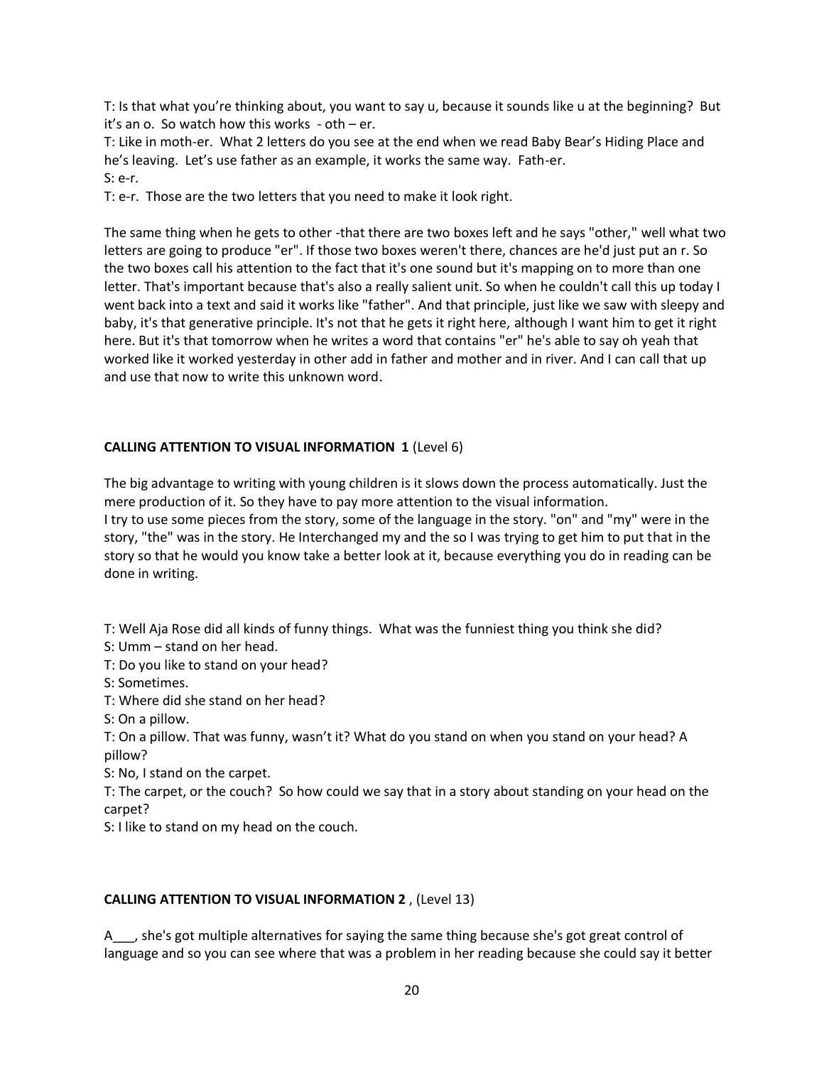T: Is that what you're thinking about, you want to say u, because it sounds like u at the beginning? But it's an o. So watch how this works - oth – er.

T: Like in moth-er. What 2 letters do you see at the end when we read Baby Bear's Hiding Place and he's leaving. Let's use father as an example, it works the same way. Fath-er.

S: e-r.

T: e-r. Those are the two letters that you need to make it look right.

The same thing when he gets to other -that there are two boxes left and he says "other," well what two letters are going to produce "er". If those two boxes weren't there, chances are he'd just put an r. So the two boxes call his attention to the fact that it's one sound but it's mapping on to more than one letter. That's important because that's also a really salient unit. So when he couldn't call this up today I went back into a text and said it works like "father". And that principle, just like we saw with sleepy and baby, it's that generative principle. It's not that he gets it right here, although I want him to get it right here. But it's that tomorrow when he writes a word that contains "er" he's able to say oh yeah that worked like it worked yesterday in other add in father and mother and in river. And I can call that up and use that now to write this unknown word.

**CALLING ATTENTION TO VISUAL INFORMATION 1** (Level 6)

The big advantage to writing with young children is it slows down the process automatically. Just the mere production of it. So they have to pay more attention to the visual information.
I try to use some pieces from the story, some of the language in the story. "on" and "my" were in the story, "the" was in the story. He Interchanged my and the so I was trying to get him to put that in the story so that he would you know take a better look at it, because everything you do in reading can be done in writing.

T: Well Aja Rose did all kinds of funny things. What was the funniest thing you think she did?

S: Umm – stand on her head.

T: Do you like to stand on your head?

S: Sometimes.

T: Where did she stand on her head?

S: On a pillow.

T: On a pillow. That was funny, wasn't it? What do you stand on when you stand on your head? A pillow?

S: No, I stand on the carpet.

T: The carpet, or the couch? So how could we say that in a story about standing on your head on the carpet?

S: I like to stand on my head on the couch.

**CALLING ATTENTION TO VISUAL INFORMATION 2** , (Level 13)

A___, she's got multiple alternatives for saying the same thing because she's got great control of language and so you can see where that was a problem in her reading because she could say it better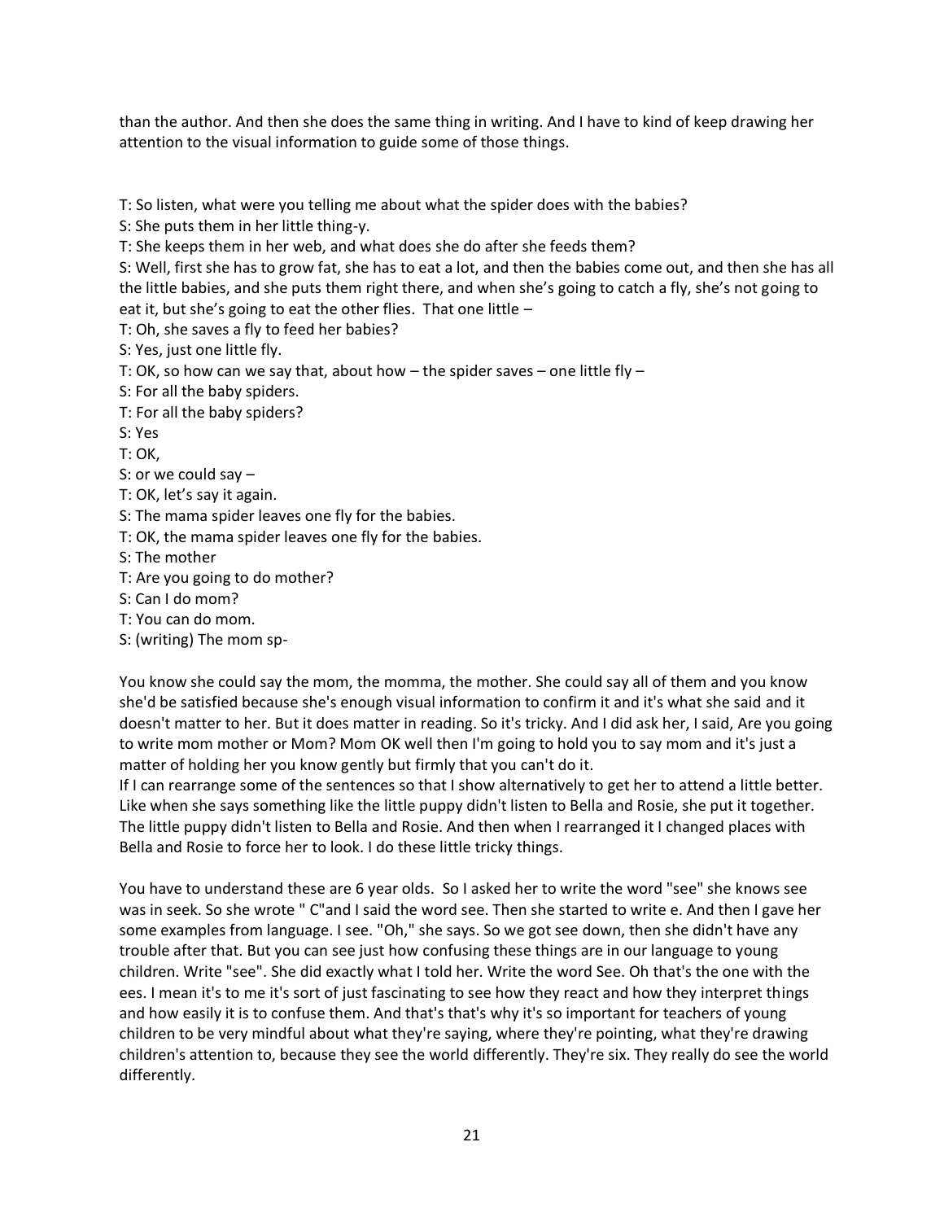than the author. And then she does the same thing in writing. And I have to kind of keep drawing her attention to the visual information to guide some of those things.

T: So listen, what were you telling me about what the spider does with the babies?
S: She puts them in her little thing-y.
T: She keeps them in her web, and what does she do after she feeds them?
S: Well, first she has to grow fat, she has to eat a lot, and then the babies come out, and then she has all the little babies, and she puts them right there, and when she's going to catch a fly, she's not going to eat it, but she's going to eat the other flies. That one little –
T: Oh, she saves a fly to feed her babies?
S: Yes, just one little fly.
T: OK, so how can we say that, about how – the spider saves – one little fly –
S: For all the baby spiders.
T: For all the baby spiders?
S: Yes
T: OK,
S: or we could say –
T: OK, let's say it again.
S: The mama spider leaves one fly for the babies.
T: OK, the mama spider leaves one fly for the babies.
S: The mother
T: Are you going to do mother?
S: Can I do mom?
T: You can do mom.
S: (writing) The mom sp-

You know she could say the mom, the momma, the mother. She could say all of them and you know she'd be satisfied because she's enough visual information to confirm it and it's what she said and it doesn't matter to her. But it does matter in reading. So it's tricky. And I did ask her, I said, Are you going to write mom mother or Mom? Mom OK well then I'm going to hold you to say mom and it's just a matter of holding her you know gently but firmly that you can't do it.

If I can rearrange some of the sentences so that I show alternatively to get her to attend a little better. Like when she says something like the little puppy didn't listen to Bella and Rosie, she put it together. The little puppy didn't listen to Bella and Rosie. And then when I rearranged it I changed places with Bella and Rosie to force her to look. I do these little tricky things.

You have to understand these are 6 year olds. So I asked her to write the word "see" she knows see was in seek. So she wrote " C"and I said the word see. Then she started to write e. And then I gave her some examples from language. I see. "Oh," she says. So we got see down, then she didn't have any trouble after that. But you can see just how confusing these things are in our language to young children. Write "see". She did exactly what I told her. Write the word See. Oh that's the one with the ees. I mean it's to me it's sort of just fascinating to see how they react and how they interpret things and how easily it is to confuse them. And that's that's why it's so important for teachers of young children to be very mindful about what they're saying, where they're pointing, what they're drawing children's attention to, because they see the world differently. They're six. They really do see the world differently.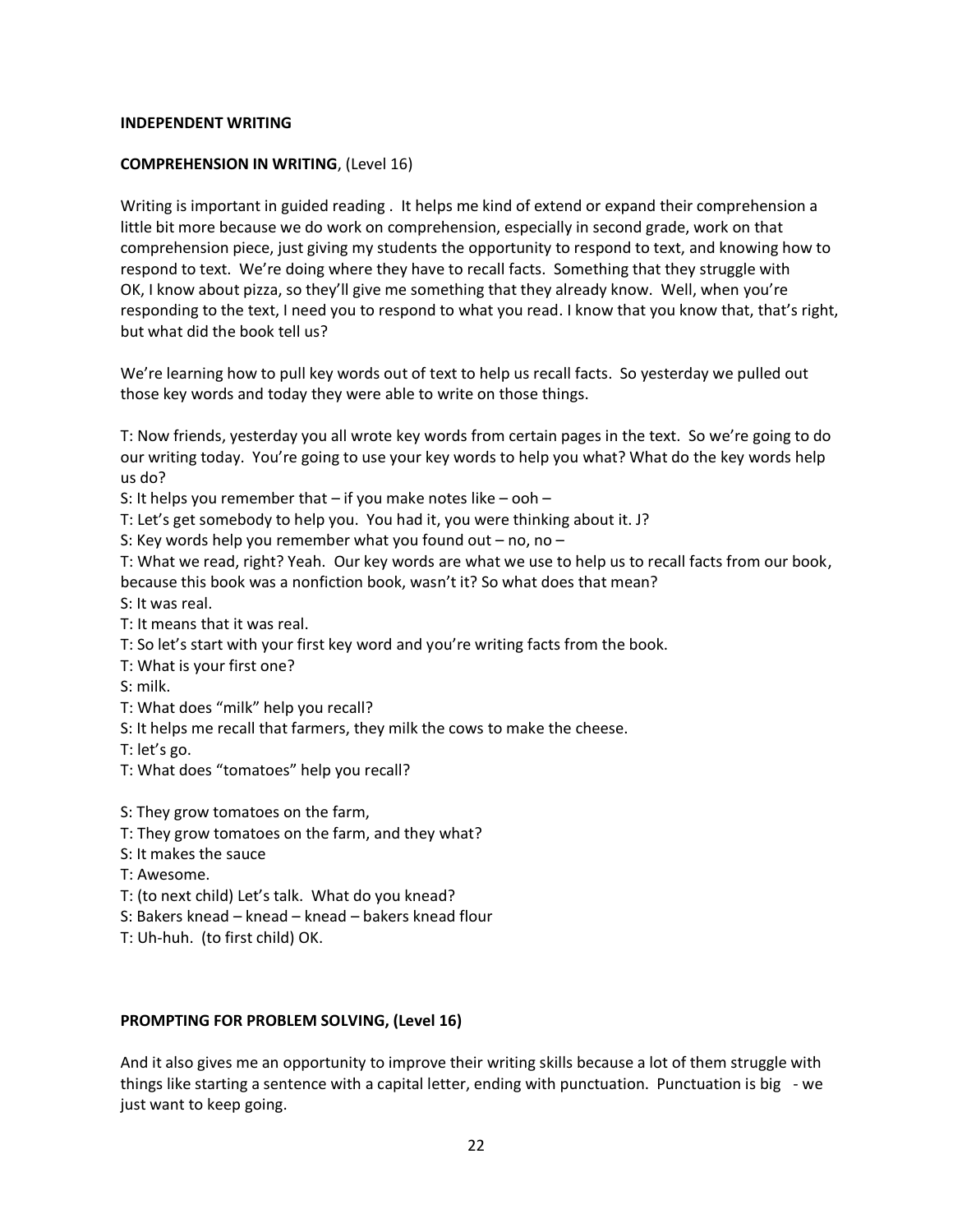**INDEPENDENT WRITING**

**COMPREHENSION IN WRITING**, (Level 16)

Writing is important in guided reading . It helps me kind of extend or expand their comprehension a little bit more because we do work on comprehension, especially in second grade, work on that comprehension piece, just giving my students the opportunity to respond to text, and knowing how to respond to text. We're doing where they have to recall facts. Something that they struggle with OK, I know about pizza, so they'll give me something that they already know. Well, when you're responding to the text, I need you to respond to what you read. I know that you know that, that's right, but what did the book tell us?

We're learning how to pull key words out of text to help us recall facts. So yesterday we pulled out those key words and today they were able to write on those things.

T: Now friends, yesterday you all wrote key words from certain pages in the text. So we're going to do our writing today. You're going to use your key words to help you what? What do the key words help us do?
S: It helps you remember that – if you make notes like – ooh –
T: Let's get somebody to help you. You had it, you were thinking about it. J?
S: Key words help you remember what you found out – no, no –
T: What we read, right? Yeah. Our key words are what we use to help us to recall facts from our book, because this book was a nonfiction book, wasn't it? So what does that mean?
S: It was real.
T: It means that it was real.
T: So let's start with your first key word and you're writing facts from the book.
T: What is your first one?
S: milk.
T: What does "milk" help you recall?
S: It helps me recall that farmers, they milk the cows to make the cheese.
T: let's go.
T: What does "tomatoes" help you recall?

S: They grow tomatoes on the farm,
T: They grow tomatoes on the farm, and they what?
S: It makes the sauce
T: Awesome.
T: (to next child) Let's talk. What do you knead?
S: Bakers knead – knead – knead – bakers knead flour
T: Uh-huh. (to first child) OK.

**PROMPTING FOR PROBLEM SOLVING, (Level 16)**

And it also gives me an opportunity to improve their writing skills because a lot of them struggle with things like starting a sentence with a capital letter, ending with punctuation. Punctuation is big - we just want to keep going.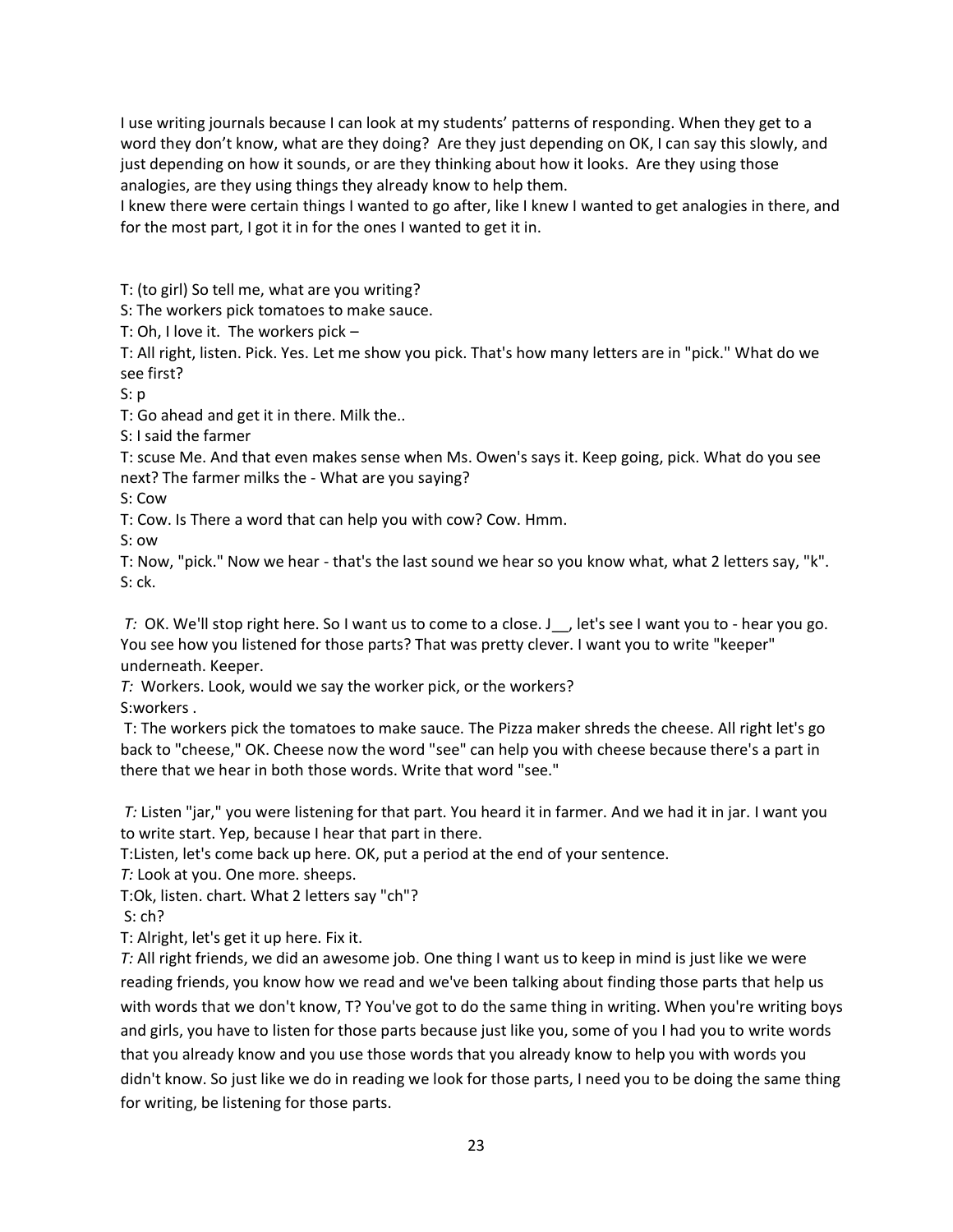I use writing journals because I can look at my students' patterns of responding. When they get to a word they don't know, what are they doing? Are they just depending on OK, I can say this slowly, and just depending on how it sounds, or are they thinking about how it looks. Are they using those analogies, are they using things they already know to help them.

I knew there were certain things I wanted to go after, like I knew I wanted to get analogies in there, and for the most part, I got it in for the ones I wanted to get it in.

T: (to girl) So tell me, what are you writing?

S: The workers pick tomatoes to make sauce.

T: Oh, I love it. The workers pick –

T: All right, listen. Pick. Yes. Let me show you pick. That's how many letters are in "pick." What do we see first?

S: p

T: Go ahead and get it in there. Milk the..

S: I said the farmer

T: scuse Me. And that even makes sense when Ms. Owen's says it. Keep going, pick. What do you see next? The farmer milks the - What are you saying?

S: Cow

T: Cow. Is There a word that can help you with cow? Cow. Hmm.

S: ow

T: Now, "pick." Now we hear - that's the last sound we hear so you know what, what 2 letters say, "k".

S: ck.

*T:* OK. We'll stop right here. So I want us to come to a close. J__, let's see I want you to - hear you go. You see how you listened for those parts? That was pretty clever. I want you to write "keeper" underneath. Keeper.

*T:* Workers. Look, would we say the worker pick, or the workers?

S:workers .

T: The workers pick the tomatoes to make sauce. The Pizza maker shreds the cheese. All right let's go back to "cheese," OK. Cheese now the word "see" can help you with cheese because there's a part in there that we hear in both those words. Write that word "see."

*T:* Listen "jar," you were listening for that part. You heard it in farmer. And we had it in jar. I want you to write start. Yep, because I hear that part in there.

T:Listen, let's come back up here. OK, put a period at the end of your sentence.

*T:* Look at you. One more. sheeps.

T:Ok, listen. chart. What 2 letters say "ch"?

S: ch?

T: Alright, let's get it up here. Fix it.

*T:* All right friends, we did an awesome job. One thing I want us to keep in mind is just like we were reading friends, you know how we read and we've been talking about finding those parts that help us with words that we don't know, T? You've got to do the same thing in writing. When you're writing boys and girls, you have to listen for those parts because just like you, some of you I had you to write words that you already know and you use those words that you already know to help you with words you didn't know. So just like we do in reading we look for those parts, I need you to be doing the same thing for writing, be listening for those parts.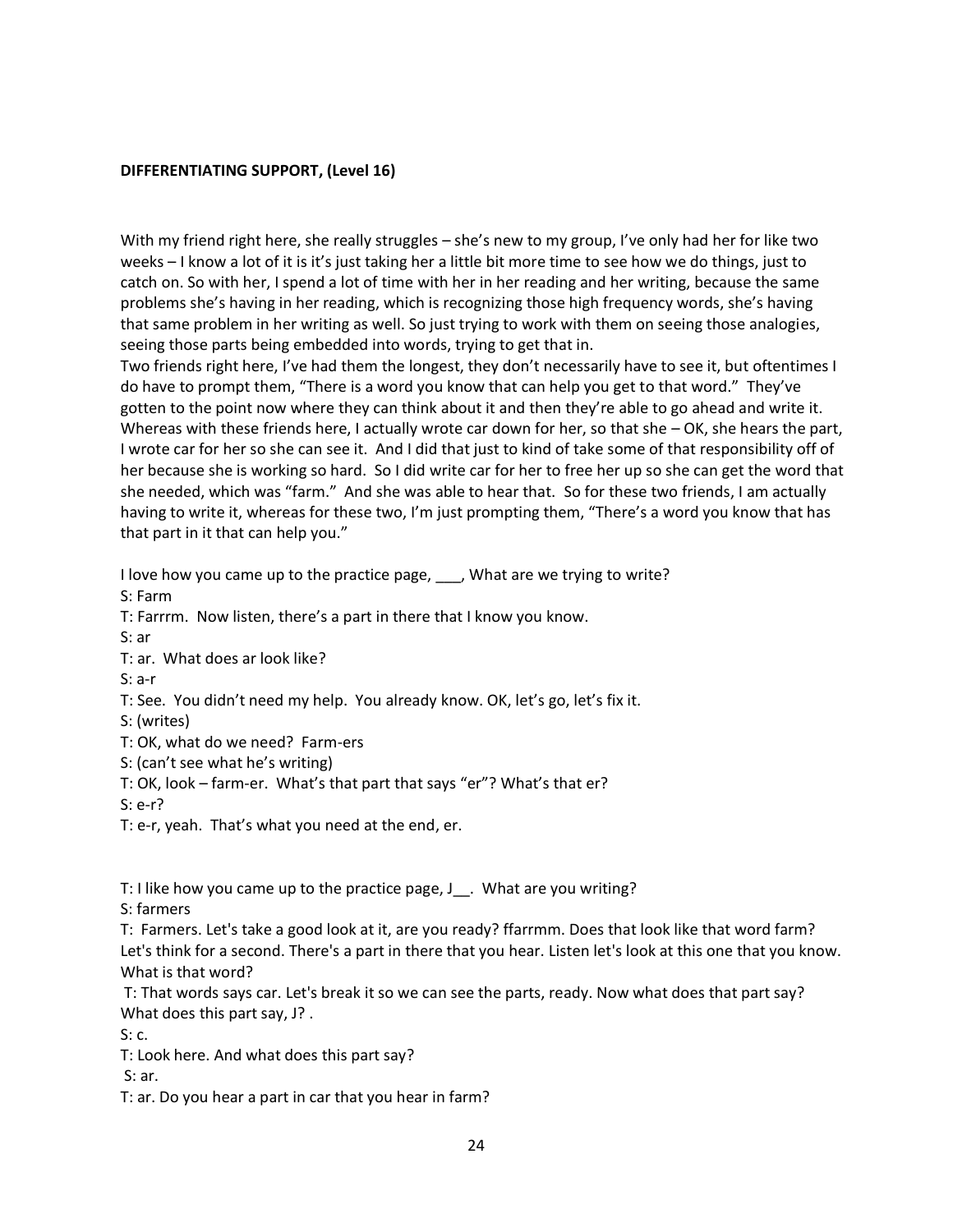**DIFFERENTIATING SUPPORT, (Level 16)**

With my friend right here, she really struggles – she's new to my group, I've only had her for like two weeks – I know a lot of it is it's just taking her a little bit more time to see how we do things, just to catch on. So with her, I spend a lot of time with her in her reading and her writing, because the same problems she's having in her reading, which is recognizing those high frequency words, she's having that same problem in her writing as well. So just trying to work with them on seeing those analogies, seeing those parts being embedded into words, trying to get that in.
Two friends right here, I've had them the longest, they don't necessarily have to see it, but oftentimes I do have to prompt them, "There is a word you know that can help you get to that word." They've gotten to the point now where they can think about it and then they're able to go ahead and write it. Whereas with these friends here, I actually wrote car down for her, so that she – OK, she hears the part, I wrote car for her so she can see it. And I did that just to kind of take some of that responsibility off of her because she is working so hard. So I did write car for her to free her up so she can get the word that she needed, which was "farm." And she was able to hear that. So for these two friends, I am actually having to write it, whereas for these two, I'm just prompting them, "There's a word you know that has that part in it that can help you."

I love how you came up to the practice page, ___, What are we trying to write?
S: Farm
T: Farrrm. Now listen, there's a part in there that I know you know.
S: ar
T: ar. What does ar look like?
S: a-r
T: See. You didn't need my help. You already know. OK, let's go, let's fix it.
S: (writes)
T: OK, what do we need? Farm-ers
S: (can't see what he's writing)
T: OK, look – farm-er. What's that part that says "er"? What's that er?
S: e-r?
T: e-r, yeah. That's what you need at the end, er.

T: I like how you came up to the practice page, J__. What are you writing?
S: farmers
T: Farmers. Let's take a good look at it, are you ready? ffarrmm. Does that look like that word farm? Let's think for a second. There's a part in there that you hear. Listen let's look at this one that you know. What is that word?
T: That words says car. Let's break it so we can see the parts, ready. Now what does that part say? What does this part say, J? .
S: c.
T: Look here. And what does this part say?
S: ar.
T: ar. Do you hear a part in car that you hear in farm?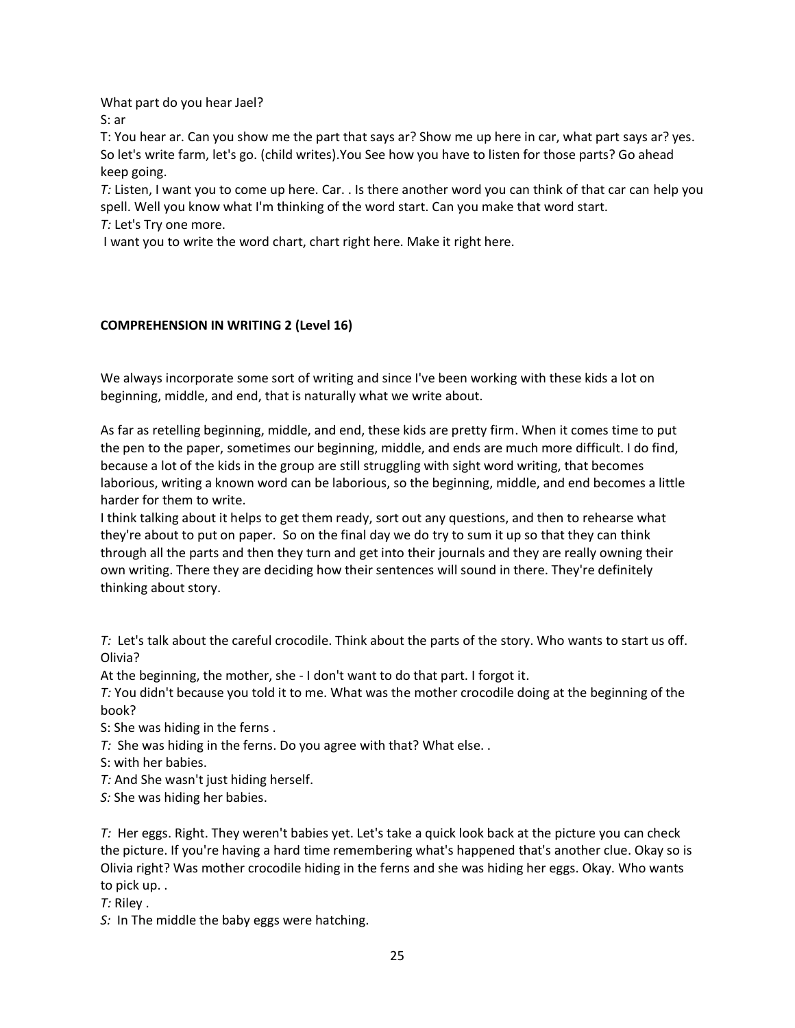What part do you hear Jael?

S: ar

T: You hear ar. Can you show me the part that says ar? Show me up here in car, what part says ar? yes. So let's write farm, let's go. (child writes).You See how you have to listen for those parts? Go ahead keep going.

*T:* Listen, I want you to come up here. Car. . Is there another word you can think of that car can help you spell. Well you know what I'm thinking of the word start. Can you make that word start.

*T:* Let's Try one more.

I want you to write the word chart, chart right here. Make it right here.

**COMPREHENSION IN WRITING 2 (Level 16)**

We always incorporate some sort of writing and since I've been working with these kids a lot on beginning, middle, and end, that is naturally what we write about.

As far as retelling beginning, middle, and end, these kids are pretty firm. When it comes time to put the pen to the paper, sometimes our beginning, middle, and ends are much more difficult. I do find, because a lot of the kids in the group are still struggling with sight word writing, that becomes laborious, writing a known word can be laborious, so the beginning, middle, and end becomes a little harder for them to write.

I think talking about it helps to get them ready, sort out any questions, and then to rehearse what they're about to put on paper. So on the final day we do try to sum it up so that they can think through all the parts and then they turn and get into their journals and they are really owning their own writing. There they are deciding how their sentences will sound in there. They're definitely thinking about story.

*T:* Let's talk about the careful crocodile. Think about the parts of the story. Who wants to start us off. Olivia?

At the beginning, the mother, she - I don't want to do that part. I forgot it.

*T:* You didn't because you told it to me. What was the mother crocodile doing at the beginning of the book?

S: She was hiding in the ferns .

*T:* She was hiding in the ferns. Do you agree with that? What else. .

S: with her babies.

*T:* And She wasn't just hiding herself.

*S:* She was hiding her babies.

*T:* Her eggs. Right. They weren't babies yet. Let's take a quick look back at the picture you can check the picture. If you're having a hard time remembering what's happened that's another clue. Okay so is Olivia right? Was mother crocodile hiding in the ferns and she was hiding her eggs. Okay. Who wants to pick up. .

*T:* Riley .

*S:* In The middle the baby eggs were hatching.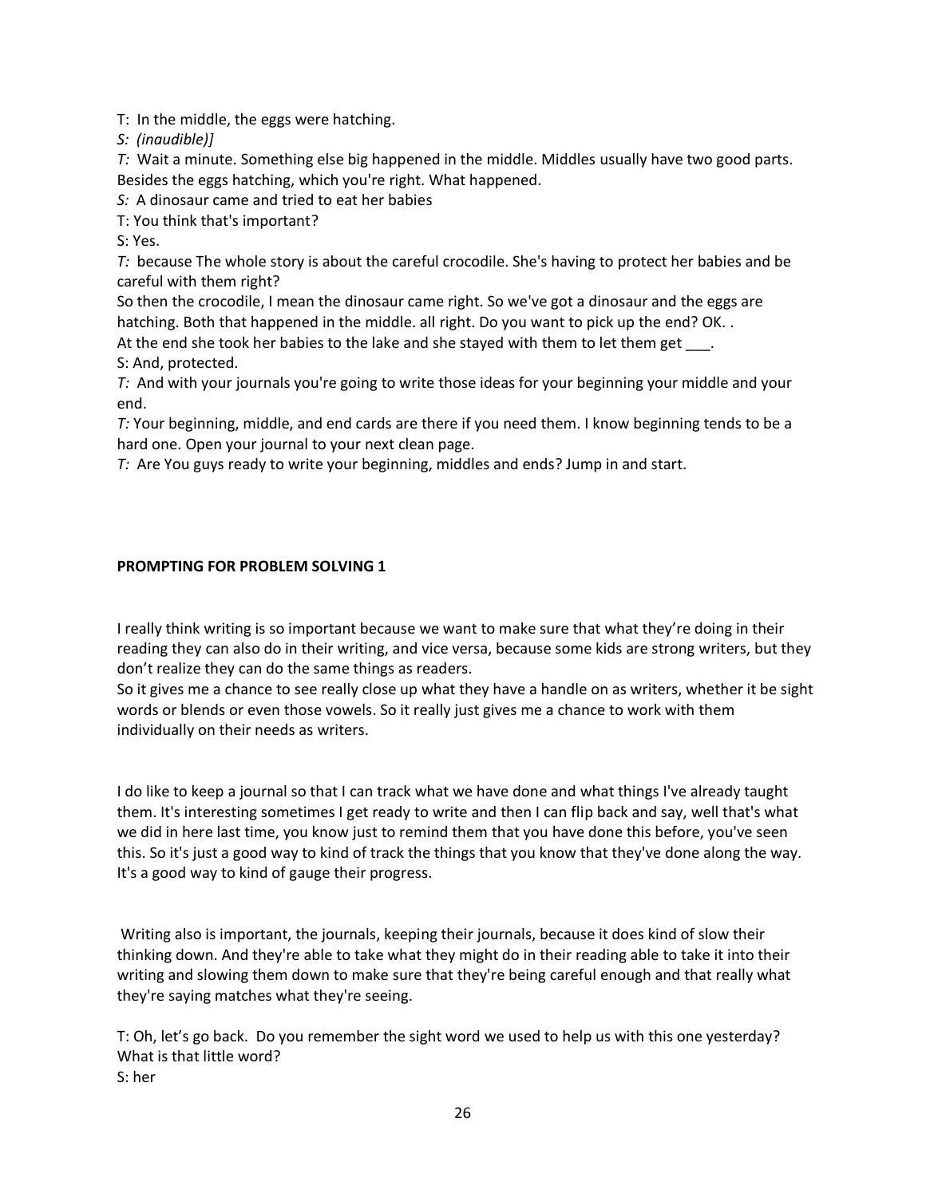T: In the middle, the eggs were hatching.

*S: (inaudible)]*

*T:* Wait a minute. Something else big happened in the middle. Middles usually have two good parts. Besides the eggs hatching, which you're right. What happened.

*S:* A dinosaur came and tried to eat her babies

T: You think that's important?

S: Yes.

*T:* because The whole story is about the careful crocodile. She's having to protect her babies and be careful with them right?

So then the crocodile, I mean the dinosaur came right. So we've got a dinosaur and the eggs are hatching. Both that happened in the middle. all right. Do you want to pick up the end? OK. .

At the end she took her babies to the lake and she stayed with them to let them get ___.

S: And, protected.

*T:* And with your journals you're going to write those ideas for your beginning your middle and your end.

*T:* Your beginning, middle, and end cards are there if you need them. I know beginning tends to be a hard one. Open your journal to your next clean page.

*T:* Are You guys ready to write your beginning, middles and ends? Jump in and start.

**PROMPTING FOR PROBLEM SOLVING 1**

I really think writing is so important because we want to make sure that what they're doing in their reading they can also do in their writing, and vice versa, because some kids are strong writers, but they don't realize they can do the same things as readers.

So it gives me a chance to see really close up what they have a handle on as writers, whether it be sight words or blends or even those vowels. So it really just gives me a chance to work with them individually on their needs as writers.

I do like to keep a journal so that I can track what we have done and what things I've already taught them. It's interesting sometimes I get ready to write and then I can flip back and say, well that's what we did in here last time, you know just to remind them that you have done this before, you've seen this. So it's just a good way to kind of track the things that you know that they've done along the way. It's a good way to kind of gauge their progress.

Writing also is important, the journals, keeping their journals, because it does kind of slow their thinking down. And they're able to take what they might do in their reading able to take it into their writing and slowing them down to make sure that they're being careful enough and that really what they're saying matches what they're seeing.

T: Oh, let's go back. Do you remember the sight word we used to help us with this one yesterday? What is that little word?

S: her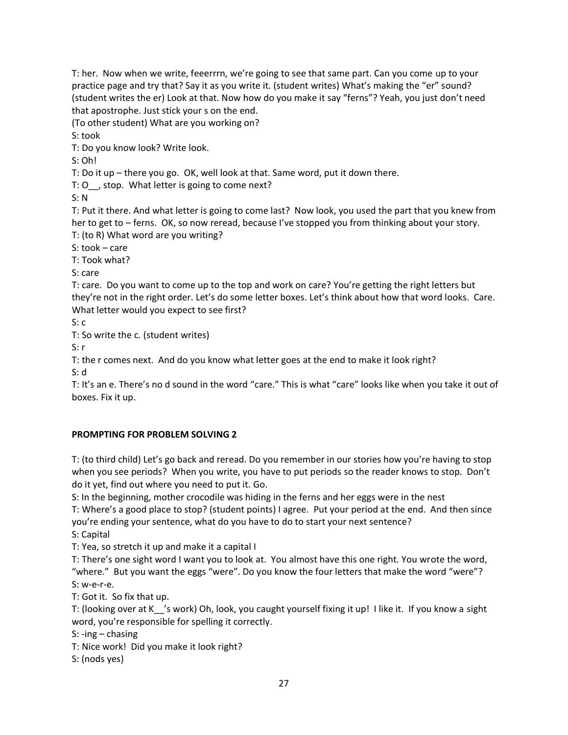T: her. Now when we write, feeerrrn, we're going to see that same part. Can you come up to your practice page and try that? Say it as you write it. (student writes) What's making the "er" sound? (student writes the er) Look at that. Now how do you make it say "ferns"? Yeah, you just don't need that apostrophe. Just stick your s on the end.

(To other student) What are you working on?

S: took

T: Do you know look? Write look.

S: Oh!

T: Do it up – there you go. OK, well look at that. Same word, put it down there.

T: O__, stop. What letter is going to come next?

S: N

T: Put it there. And what letter is going to come last? Now look, you used the part that you knew from her to get to – ferns. OK, so now reread, because I've stopped you from thinking about your story.

T: (to R) What word are you writing?

S: took – care

T: Took what?

S: care

T: care. Do you want to come up to the top and work on care? You're getting the right letters but they're not in the right order. Let's do some letter boxes. Let's think about how that word looks. Care. What letter would you expect to see first?

S: c

T: So write the c. (student writes)

S: r

T: the r comes next. And do you know what letter goes at the end to make it look right?

S: d

T: It's an e. There's no d sound in the word "care." This is what "care" looks like when you take it out of boxes. Fix it up.

**PROMPTING FOR PROBLEM SOLVING 2**

T: (to third child) Let's go back and reread. Do you remember in our stories how you're having to stop when you see periods? When you write, you have to put periods so the reader knows to stop. Don't do it yet, find out where you need to put it. Go.

S: In the beginning, mother crocodile was hiding in the ferns and her eggs were in the nest

T: Where's a good place to stop? (student points) I agree. Put your period at the end. And then since you're ending your sentence, what do you have to do to start your next sentence?

S: Capital

T: Yea, so stretch it up and make it a capital I

T: There's one sight word I want you to look at. You almost have this one right. You wrote the word, "where." But you want the eggs "were". Do you know the four letters that make the word "were"?

S: w-e-r-e.

T: Got it. So fix that up.

T: (looking over at K__'s work) Oh, look, you caught yourself fixing it up! I like it. If you know a sight word, you're responsible for spelling it correctly.

S: -ing – chasing

T: Nice work! Did you make it look right?

S: (nods yes)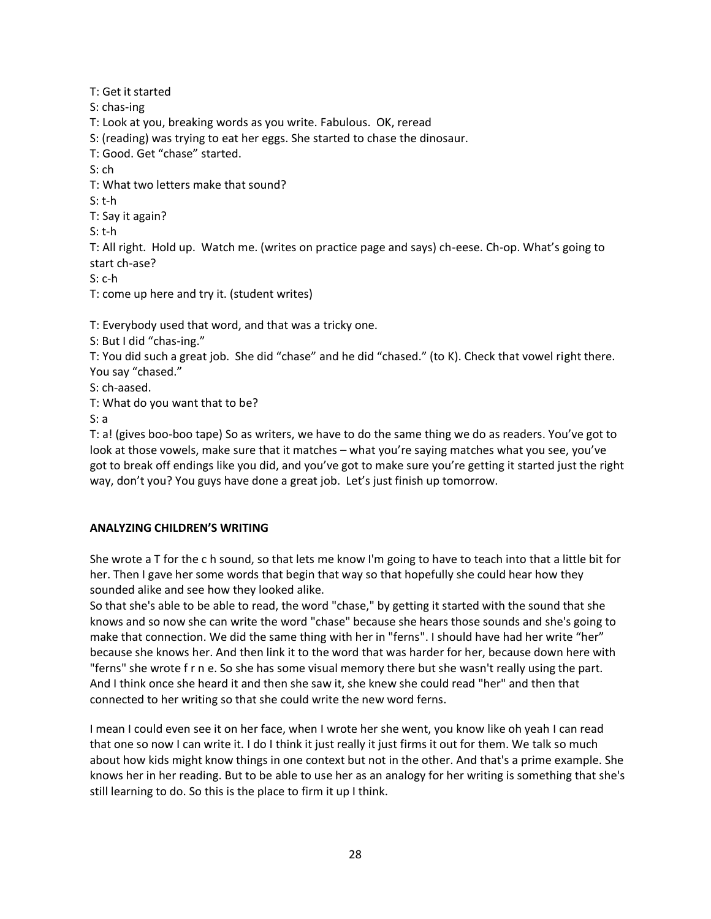T: Get it started

S: chas-ing

T: Look at you, breaking words as you write. Fabulous. OK, reread

S: (reading) was trying to eat her eggs. She started to chase the dinosaur.

T: Good. Get "chase" started.

S: ch

T: What two letters make that sound?

S: t-h

T: Say it again?

S: t-h

T: All right. Hold up. Watch me. (writes on practice page and says) ch-eese. Ch-op. What's going to start ch-ase?

S: c-h

T: come up here and try it. (student writes)

T: Everybody used that word, and that was a tricky one.

S: But I did "chas-ing."

T: You did such a great job. She did "chase" and he did "chased." (to K). Check that vowel right there. You say "chased."

S: ch-aased.

T: What do you want that to be?

S: a

T: a! (gives boo-boo tape) So as writers, we have to do the same thing we do as readers. You've got to look at those vowels, make sure that it matches – what you're saying matches what you see, you've got to break off endings like you did, and you've got to make sure you're getting it started just the right way, don't you? You guys have done a great job. Let's just finish up tomorrow.

**ANALYZING CHILDREN'S WRITING**

She wrote a T for the c h sound, so that lets me know I'm going to have to teach into that a little bit for her. Then I gave her some words that begin that way so that hopefully she could hear how they sounded alike and see how they looked alike.

So that she's able to be able to read, the word "chase," by getting it started with the sound that she knows and so now she can write the word "chase" because she hears those sounds and she's going to make that connection. We did the same thing with her in "ferns". I should have had her write "her" because she knows her. And then link it to the word that was harder for her, because down here with "ferns" she wrote f r n e. So she has some visual memory there but she wasn't really using the part. And I think once she heard it and then she saw it, she knew she could read "her" and then that connected to her writing so that she could write the new word ferns.

I mean I could even see it on her face, when I wrote her she went, you know like oh yeah I can read that one so now I can write it. I do I think it just really it just firms it out for them. We talk so much about how kids might know things in one context but not in the other. And that's a prime example. She knows her in her reading. But to be able to use her as an analogy for her writing is something that she's still learning to do. So this is the place to firm it up I think.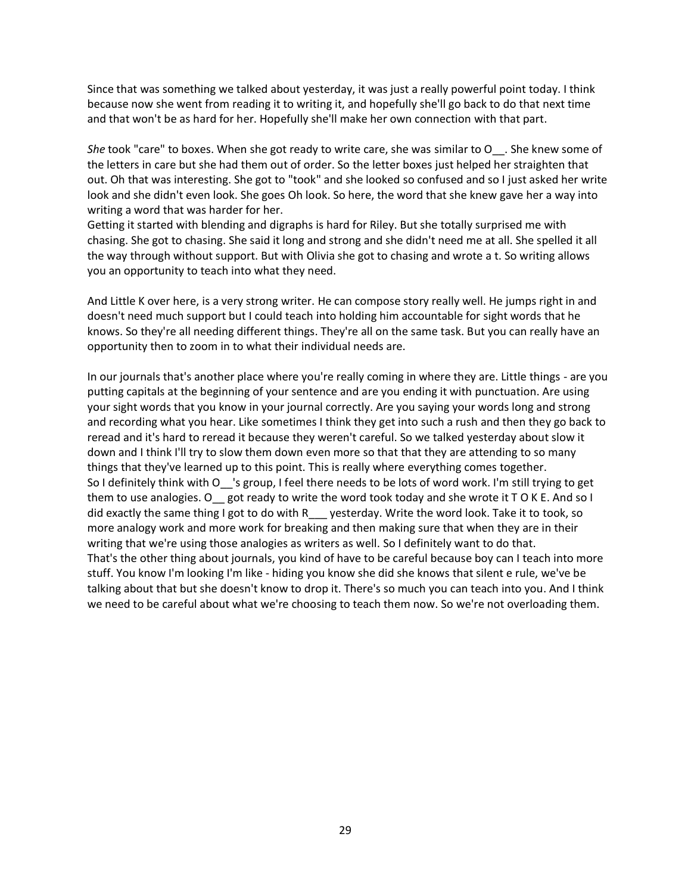Since that was something we talked about yesterday, it was just a really powerful point today. I think because now she went from reading it to writing it, and hopefully she'll go back to do that next time and that won't be as hard for her. Hopefully she'll make her own connection with that part.

*She* took "care" to boxes. When she got ready to write care, she was similar to O__. She knew some of the letters in care but she had them out of order. So the letter boxes just helped her straighten that out. Oh that was interesting. She got to "took" and she looked so confused and so I just asked her write look and she didn't even look. She goes Oh look. So here, the word that she knew gave her a way into writing a word that was harder for her.

Getting it started with blending and digraphs is hard for Riley. But she totally surprised me with chasing. She got to chasing. She said it long and strong and she didn't need me at all. She spelled it all the way through without support. But with Olivia she got to chasing and wrote a t. So writing allows you an opportunity to teach into what they need.

And Little K over here, is a very strong writer. He can compose story really well. He jumps right in and doesn't need much support but I could teach into holding him accountable for sight words that he knows. So they're all needing different things. They're all on the same task. But you can really have an opportunity then to zoom in to what their individual needs are.

In our journals that's another place where you're really coming in where they are. Little things - are you putting capitals at the beginning of your sentence and are you ending it with punctuation. Are using your sight words that you know in your journal correctly. Are you saying your words long and strong and recording what you hear. Like sometimes I think they get into such a rush and then they go back to reread and it's hard to reread it because they weren't careful. So we talked yesterday about slow it down and I think I'll try to slow them down even more so that that they are attending to so many things that they've learned up to this point. This is really where everything comes together.

So I definitely think with O__'s group, I feel there needs to be lots of word work. I'm still trying to get them to use analogies. O__ got ready to write the word took today and she wrote it T O K E. And so I did exactly the same thing I got to do with R___ yesterday. Write the word look. Take it to took, so more analogy work and more work for breaking and then making sure that when they are in their writing that we're using those analogies as writers as well. So I definitely want to do that.

That's the other thing about journals, you kind of have to be careful because boy can I teach into more stuff. You know I'm looking I'm like - hiding you know she did she knows that silent e rule, we've be talking about that but she doesn't know to drop it. There's so much you can teach into you. And I think we need to be careful about what we're choosing to teach them now. So we're not overloading them.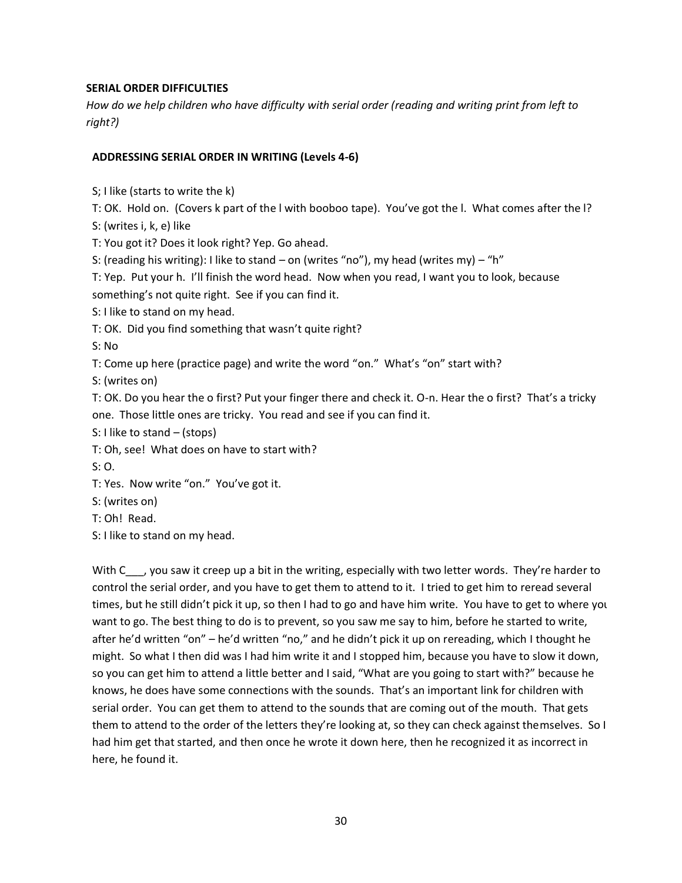**SERIAL ORDER DIFFICULTIES**

*How do we help children who have difficulty with serial order (reading and writing print from left to right?)*

**ADDRESSING SERIAL ORDER IN WRITING (Levels 4-6)**

S; I like (starts to write the k)

T: OK. Hold on. (Covers k part of the l with booboo tape). You've got the l. What comes after the l?

S: (writes i, k, e) like

T: You got it? Does it look right? Yep. Go ahead.

S: (reading his writing): I like to stand – on (writes "no"), my head (writes my) – "h"

T: Yep. Put your h. I'll finish the word head. Now when you read, I want you to look, because something's not quite right. See if you can find it.

S: I like to stand on my head.

T: OK. Did you find something that wasn't quite right?

S: No

T: Come up here (practice page) and write the word "on." What's "on" start with?

S: (writes on)

T: OK. Do you hear the o first? Put your finger there and check it. O-n. Hear the o first? That's a tricky one. Those little ones are tricky. You read and see if you can find it.

S: I like to stand – (stops)

T: Oh, see! What does on have to start with?

S: O.

T: Yes. Now write "on." You've got it.

S: (writes on)

T: Oh! Read.

S: I like to stand on my head.

With C___, you saw it creep up a bit in the writing, especially with two letter words. They're harder to control the serial order, and you have to get them to attend to it. I tried to get him to reread several times, but he still didn't pick it up, so then I had to go and have him write. You have to get to where you want to go. The best thing to do is to prevent, so you saw me say to him, before he started to write, after he'd written "on" – he'd written "no," and he didn't pick it up on rereading, which I thought he might. So what I then did was I had him write it and I stopped him, because you have to slow it down, so you can get him to attend a little better and I said, "What are you going to start with?" because he knows, he does have some connections with the sounds. That's an important link for children with serial order. You can get them to attend to the sounds that are coming out of the mouth. That gets them to attend to the order of the letters they're looking at, so they can check against themselves. So I had him get that started, and then once he wrote it down here, then he recognized it as incorrect in here, he found it.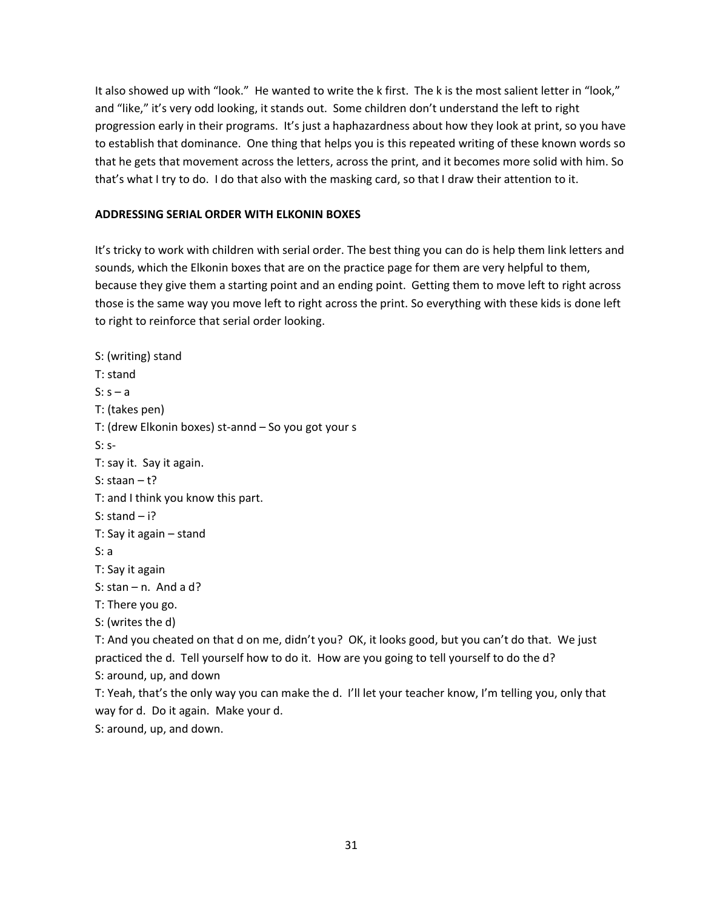It also showed up with "look." He wanted to write the k first. The k is the most salient letter in "look," and "like," it's very odd looking, it stands out. Some children don't understand the left to right progression early in their programs. It's just a haphazardness about how they look at print, so you have to establish that dominance. One thing that helps you is this repeated writing of these known words so that he gets that movement across the letters, across the print, and it becomes more solid with him. So that's what I try to do. I do that also with the masking card, so that I draw their attention to it.

**ADDRESSING SERIAL ORDER WITH ELKONIN BOXES**

It's tricky to work with children with serial order. The best thing you can do is help them link letters and sounds, which the Elkonin boxes that are on the practice page for them are very helpful to them, because they give them a starting point and an ending point. Getting them to move left to right across those is the same way you move left to right across the print. So everything with these kids is done left to right to reinforce that serial order looking.

S: (writing) stand  
T: stand  
S: s – a  
T: (takes pen)  
T: (drew Elkonin boxes) st-annd – So you got your s  
S: s-  
T: say it. Say it again.  
S: staan – t?  
T: and I think you know this part.  
S: stand – i?  
T: Say it again – stand  
S: a  
T: Say it again  
S: stan – n. And a d?  
T: There you go.  
S: (writes the d)  
T: And you cheated on that d on me, didn't you? OK, it looks good, but you can't do that. We just practiced the d. Tell yourself how to do it. How are you going to tell yourself to do the d?  
S: around, up, and down  
T: Yeah, that's the only way you can make the d. I'll let your teacher know, I'm telling you, only that way for d. Do it again. Make your d.  
S: around, up, and down.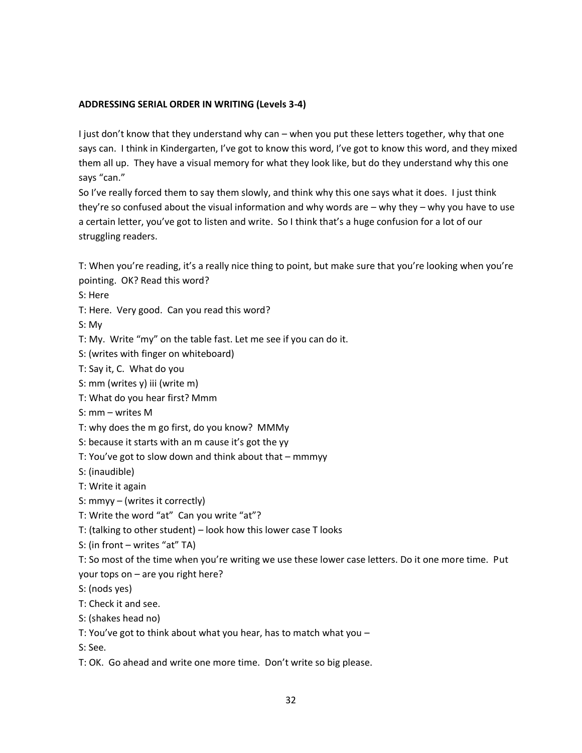**ADDRESSING SERIAL ORDER IN WRITING (Levels 3-4)**

I just don't know that they understand why can – when you put these letters together, why that one says can. I think in Kindergarten, I've got to know this word, I've got to know this word, and they mixed them all up. They have a visual memory for what they look like, but do they understand why this one says "can."

So I've really forced them to say them slowly, and think why this one says what it does. I just think they're so confused about the visual information and why words are – why they – why you have to use a certain letter, you've got to listen and write. So I think that's a huge confusion for a lot of our struggling readers.

T: When you're reading, it's a really nice thing to point, but make sure that you're looking when you're pointing. OK? Read this word?

S: Here

T: Here. Very good. Can you read this word?

S: My

T: My. Write "my" on the table fast. Let me see if you can do it.

S: (writes with finger on whiteboard)

T: Say it, C. What do you

S: mm (writes y) iii (write m)

T: What do you hear first? Mmm

S: mm – writes M

T: why does the m go first, do you know? MMMy

S: because it starts with an m cause it's got the yy

T: You've got to slow down and think about that – mmmyy

S: (inaudible)

T: Write it again

S: mmyy – (writes it correctly)

T: Write the word "at" Can you write "at"?

T: (talking to other student) – look how this lower case T looks

S: (in front – writes "at" TA)

T: So most of the time when you're writing we use these lower case letters. Do it one more time. Put your tops on – are you right here?

S: (nods yes)

T: Check it and see.

S: (shakes head no)

T: You've got to think about what you hear, has to match what you –

S: See.

T: OK. Go ahead and write one more time. Don't write so big please.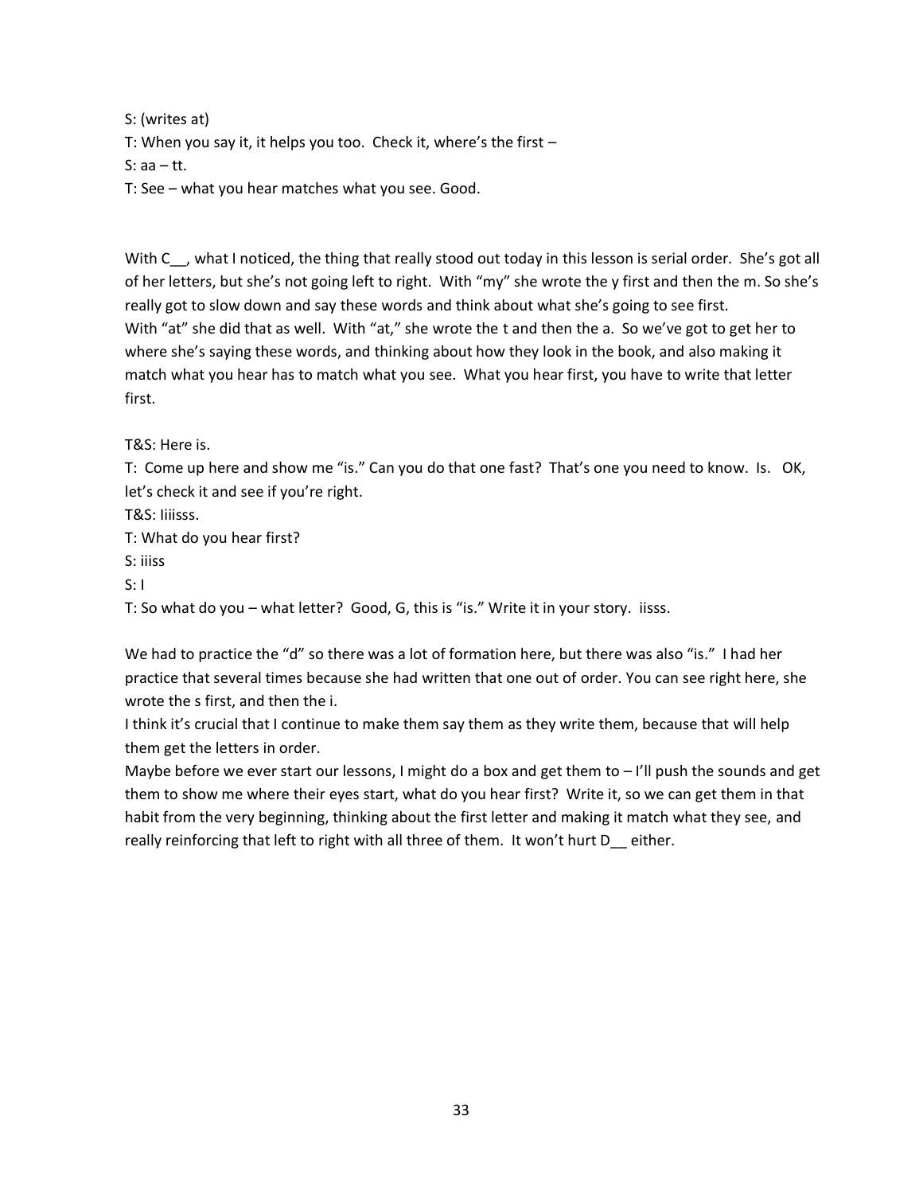S: (writes at)

T: When you say it, it helps you too. Check it, where's the first –

S: aa – tt.

T: See – what you hear matches what you see. Good.

With C__, what I noticed, the thing that really stood out today in this lesson is serial order. She's got all of her letters, but she's not going left to right. With "my" she wrote the y first and then the m. So she's really got to slow down and say these words and think about what she's going to see first.
With "at" she did that as well. With "at," she wrote the t and then the a. So we've got to get her to where she's saying these words, and thinking about how they look in the book, and also making it match what you hear has to match what you see. What you hear first, you have to write that letter first.

T&S: Here is.

T: Come up here and show me "is." Can you do that one fast? That's one you need to know. Is. OK, let's check it and see if you're right.

T&S: Iiiisss.

T: What do you hear first?

S: iiiss

S: I

T: So what do you – what letter? Good, G, this is "is." Write it in your story. iisss.

We had to practice the "d" so there was a lot of formation here, but there was also "is." I had her practice that several times because she had written that one out of order. You can see right here, she wrote the s first, and then the i.
I think it's crucial that I continue to make them say them as they write them, because that will help them get the letters in order.
Maybe before we ever start our lessons, I might do a box and get them to – I'll push the sounds and get them to show me where their eyes start, what do you hear first? Write it, so we can get them in that habit from the very beginning, thinking about the first letter and making it match what they see, and really reinforcing that left to right with all three of them. It won't hurt D__ either.